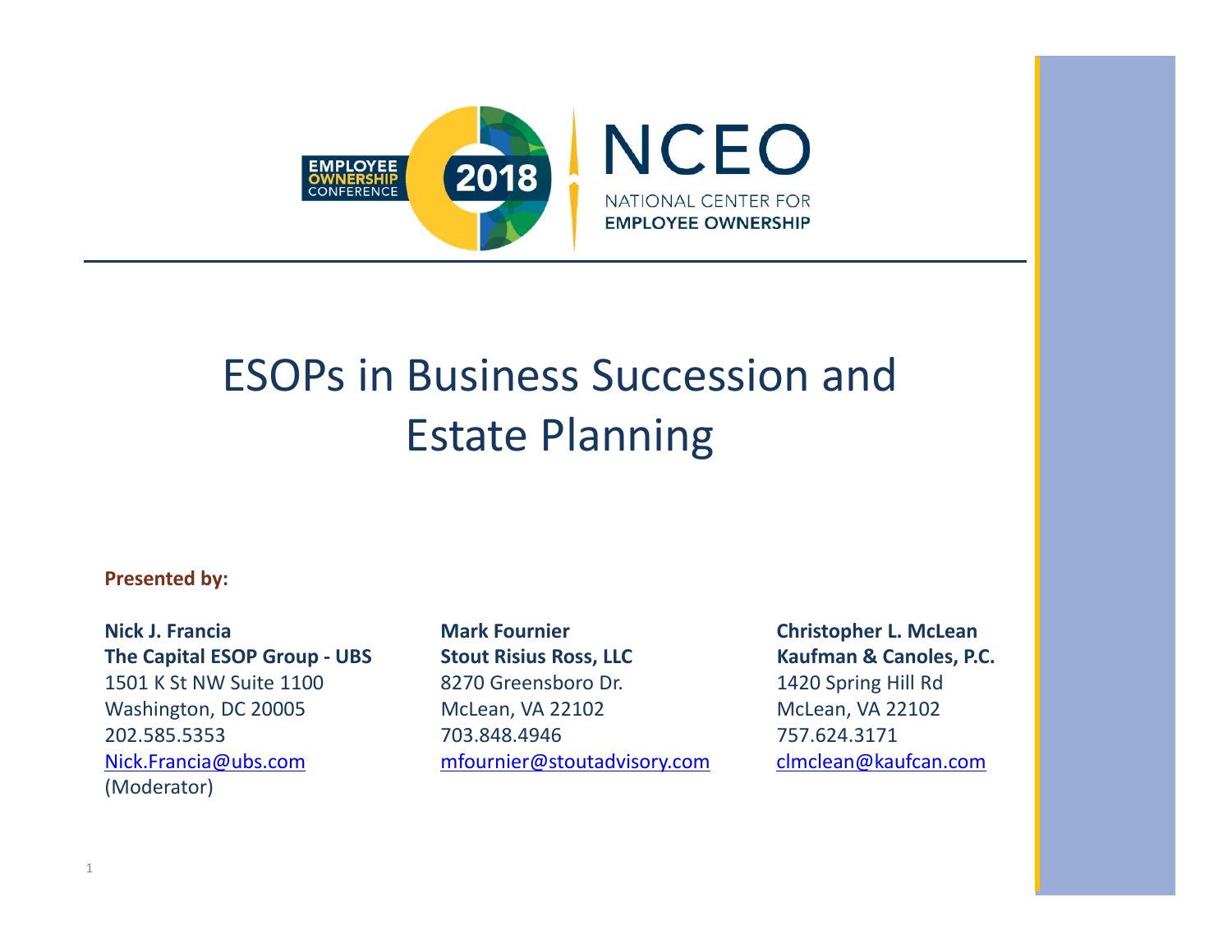EMPLOYEE OWNERSHIP CONFERENCE 2018

NCEO
NATIONAL CENTER FOR EMPLOYEE OWNERSHIP

# ESOPs in Business Succession and Estate Planning

**Presented by:**

**Nick J. Francia**
**The Capital ESOP Group - UBS**
1501 K St NW Suite 1100
Washington, DC 20005
202.585.5353
Nick.Francia@ubs.com
(Moderator)

**Mark Fournier**
**Stout Risius Ross, LLC**
8270 Greensboro Dr.
McLean, VA 22102
703.848.4946
mfournier@stoutadvisory.com

**Christopher L. McLean**
**Kaufman & Canoles, P.C.**
1420 Spring Hill Rd
McLean, VA 22102
757.624.3171
clmclean@kaufcan.com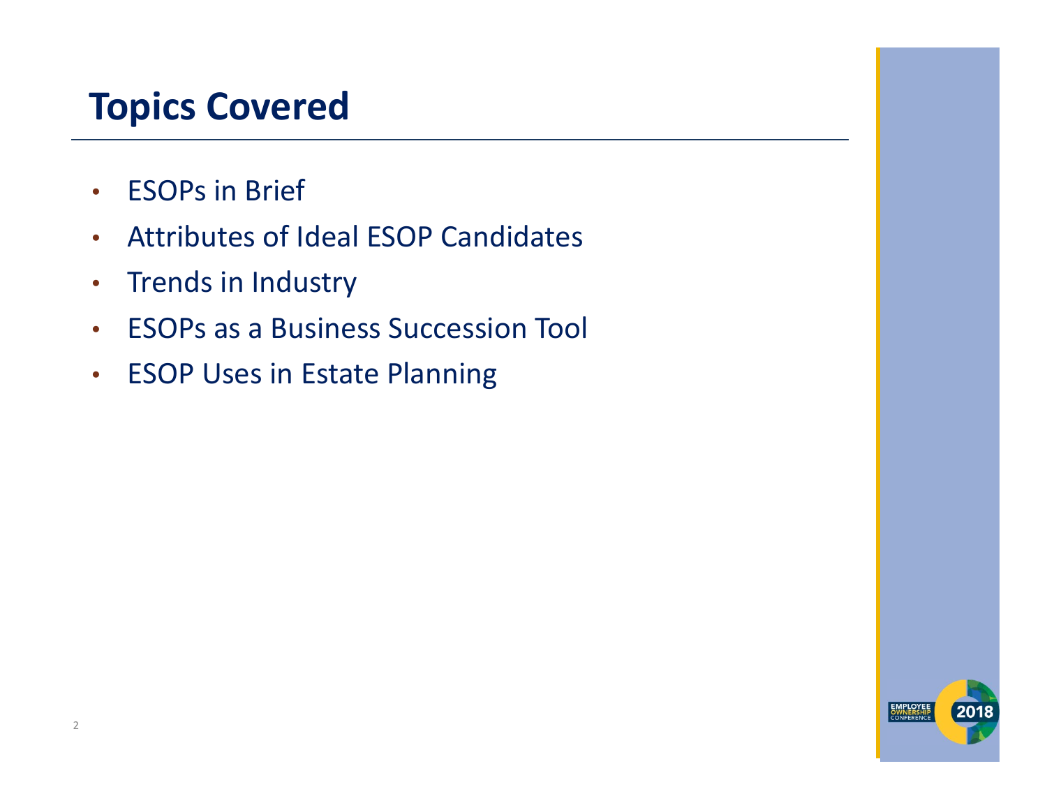# Topics Covered

- ESOPs in Brief
- Attributes of Ideal ESOP Candidates
- Trends in Industry
- ESOPs as a Business Succession Tool
- ESOP Uses in Estate Planning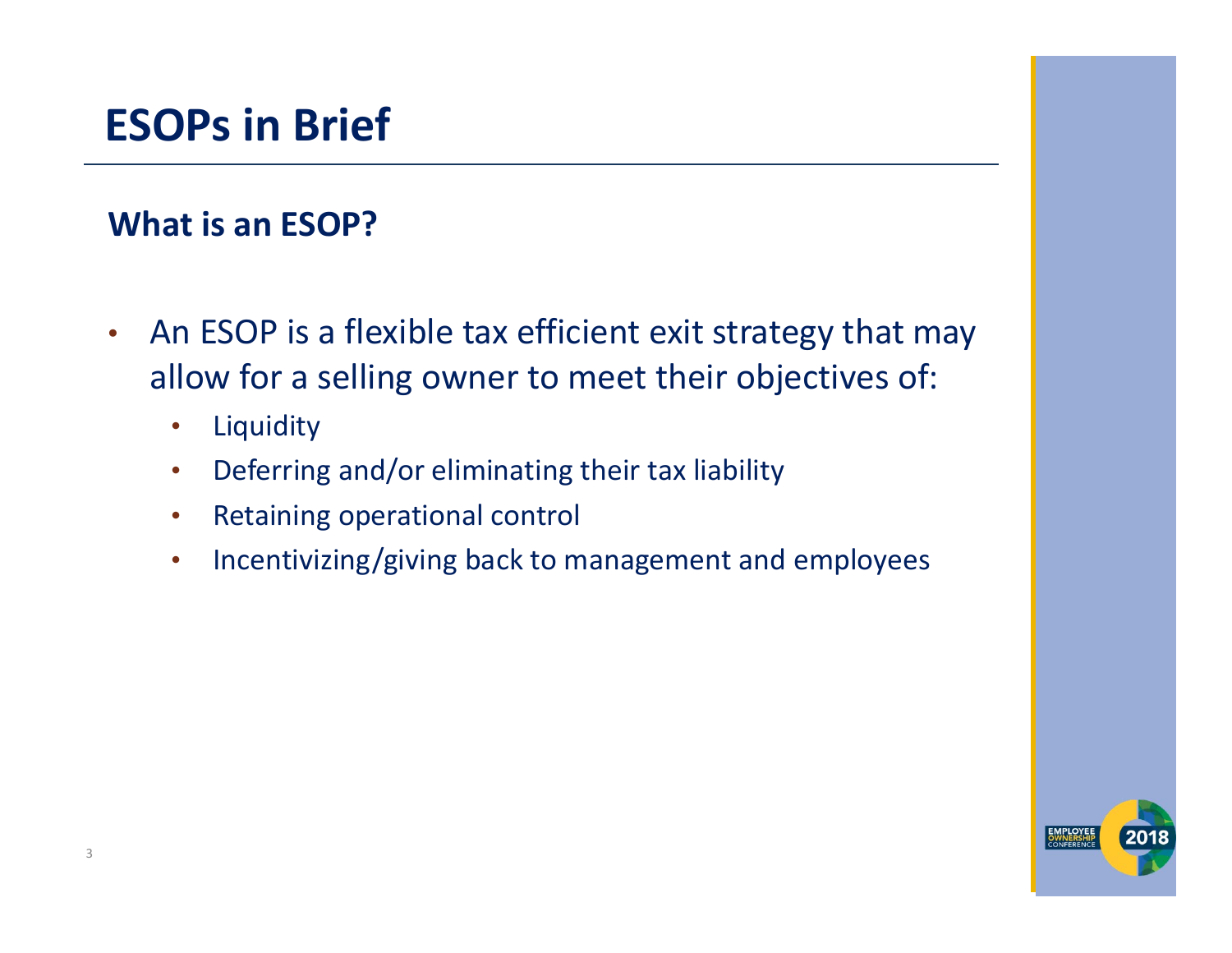# ESOPs in Brief

## What is an ESOP?

- An ESOP is a flexible tax efficient exit strategy that may allow for a selling owner to meet their objectives of:
  - Liquidity
  - Deferring and/or eliminating their tax liability
  - Retaining operational control
  - Incentivizing/giving back to management and employees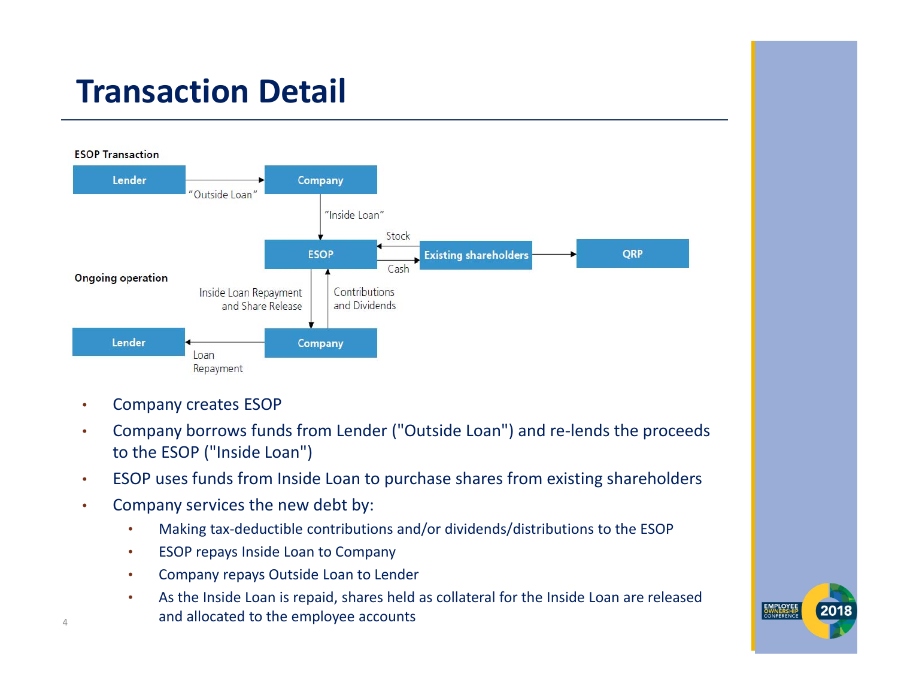# Transaction Detail

**ESOP Transaction**

Lender → "Outside Loan" → Company

Company → "Inside Loan" → ESOP

ESOP → Cash → Existing shareholders

Existing shareholders → Stock → ESOP

Existing shareholders → QRP

**Ongoing operation**

ESOP → Inside Loan Repayment and Share Release → Company

Company → Contributions and Dividends → ESOP

Company → Loan Repayment → Lender

- Company creates ESOP
- Company borrows funds from Lender ("Outside Loan") and re-lends the proceeds to the ESOP ("Inside Loan")
- ESOP uses funds from Inside Loan to purchase shares from existing shareholders
- Company services the new debt by:
  - Making tax-deductible contributions and/or dividends/distributions to the ESOP
  - ESOP repays Inside Loan to Company
  - Company repays Outside Loan to Lender
  - As the Inside Loan is repaid, shares held as collateral for the Inside Loan are released and allocated to the employee accounts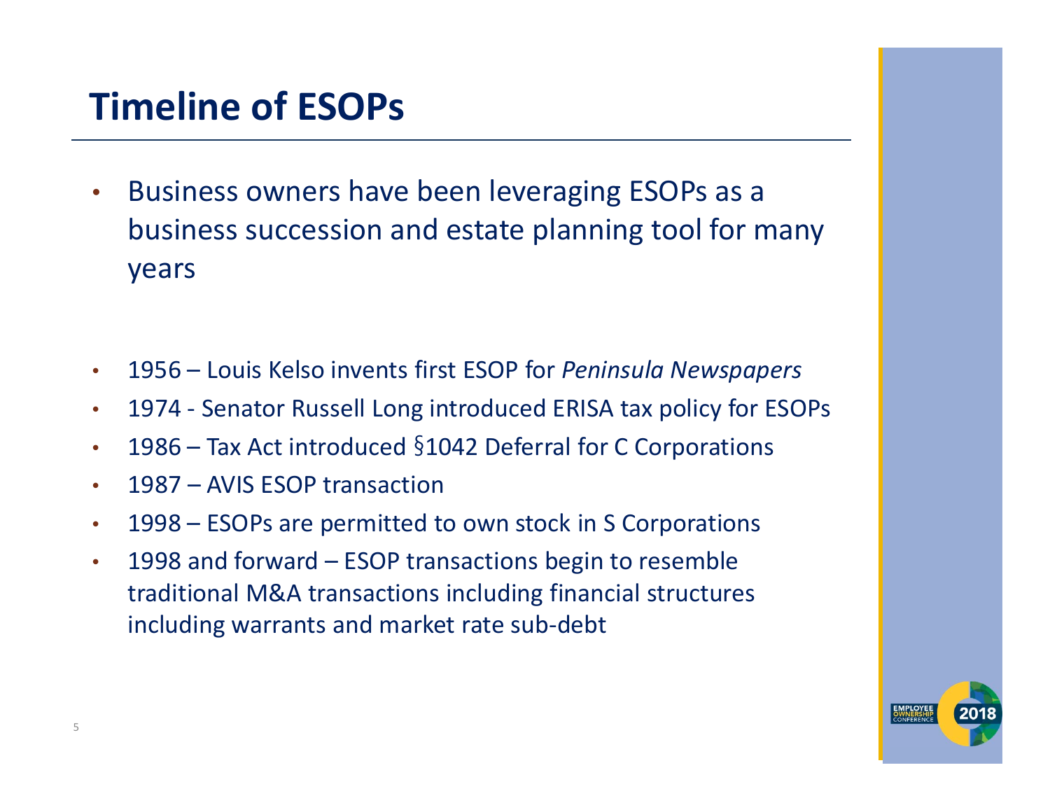# Timeline of ESOPs

- Business owners have been leveraging ESOPs as a business succession and estate planning tool for many years

- 1956 – Louis Kelso invents first ESOP for *Peninsula Newspapers*
- 1974 - Senator Russell Long introduced ERISA tax policy for ESOPs
- 1986 – Tax Act introduced §1042 Deferral for C Corporations
- 1987 – AVIS ESOP transaction
- 1998 – ESOPs are permitted to own stock in S Corporations
- 1998 and forward – ESOP transactions begin to resemble traditional M&A transactions including financial structures including warrants and market rate sub-debt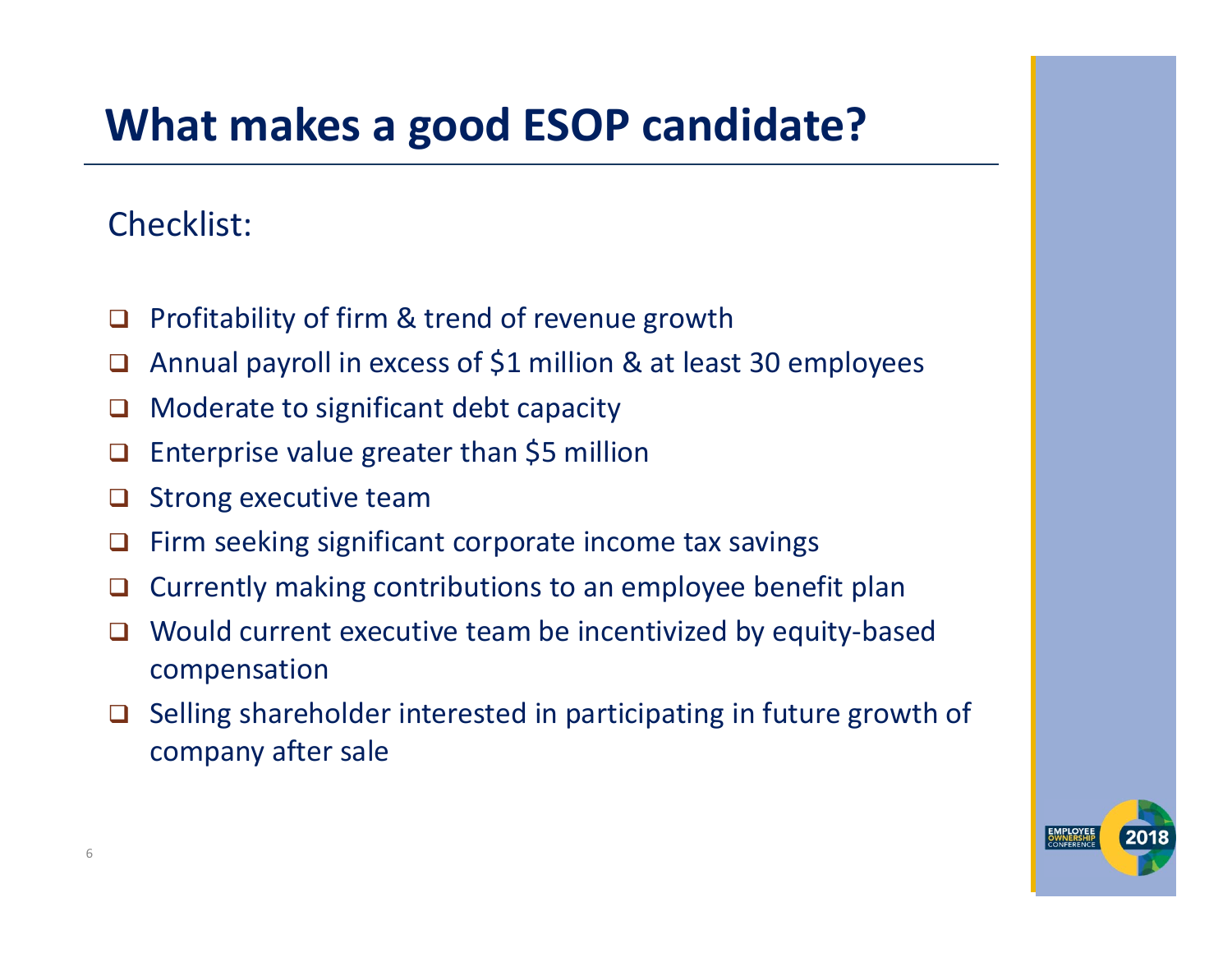# What makes a good ESOP candidate?

Checklist:

- [ ] Profitability of firm & trend of revenue growth
- [ ] Annual payroll in excess of $1 million & at least 30 employees
- [ ] Moderate to significant debt capacity
- [ ] Enterprise value greater than $5 million
- [ ] Strong executive team
- [ ] Firm seeking significant corporate income tax savings
- [ ] Currently making contributions to an employee benefit plan
- [ ] Would current executive team be incentivized by equity-based compensation
- [ ] Selling shareholder interested in participating in future growth of company after sale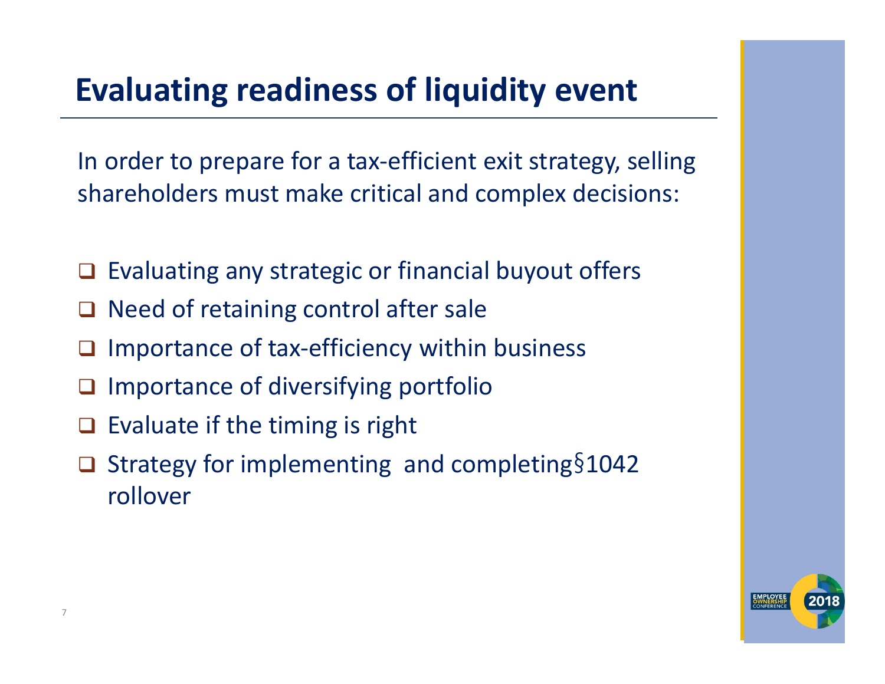# Evaluating readiness of liquidity event

In order to prepare for a tax-efficient exit strategy, selling shareholders must make critical and complex decisions:

- Evaluating any strategic or financial buyout offers
- Need of retaining control after sale
- Importance of tax-efficiency within business
- Importance of diversifying portfolio
- Evaluate if the timing is right
- Strategy for implementing and completing§1042 rollover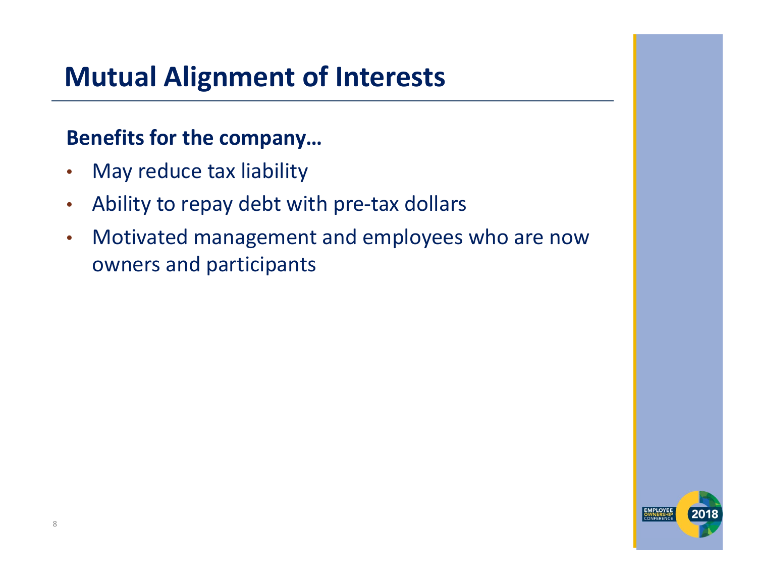# Mutual Alignment of Interests

**Benefits for the company…**

- May reduce tax liability
- Ability to repay debt with pre-tax dollars
- Motivated management and employees who are now owners and participants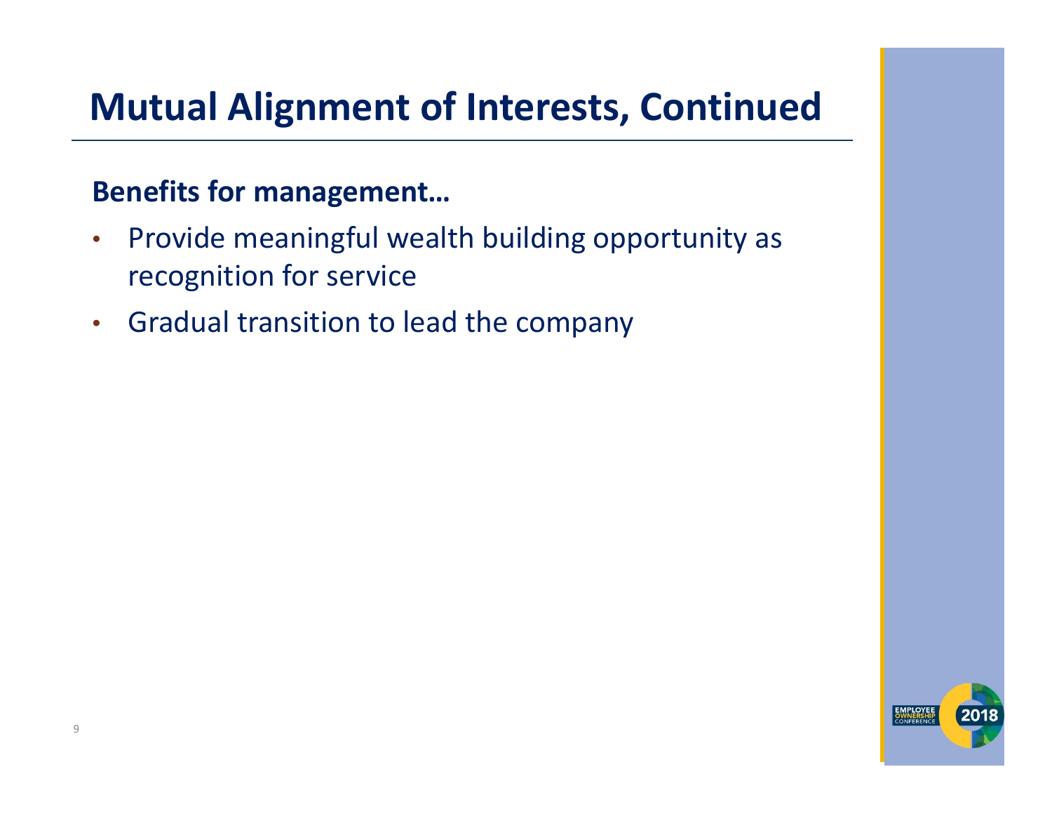# Mutual Alignment of Interests, Continued

**Benefits for management…**

- Provide meaningful wealth building opportunity as recognition for service
- Gradual transition to lead the company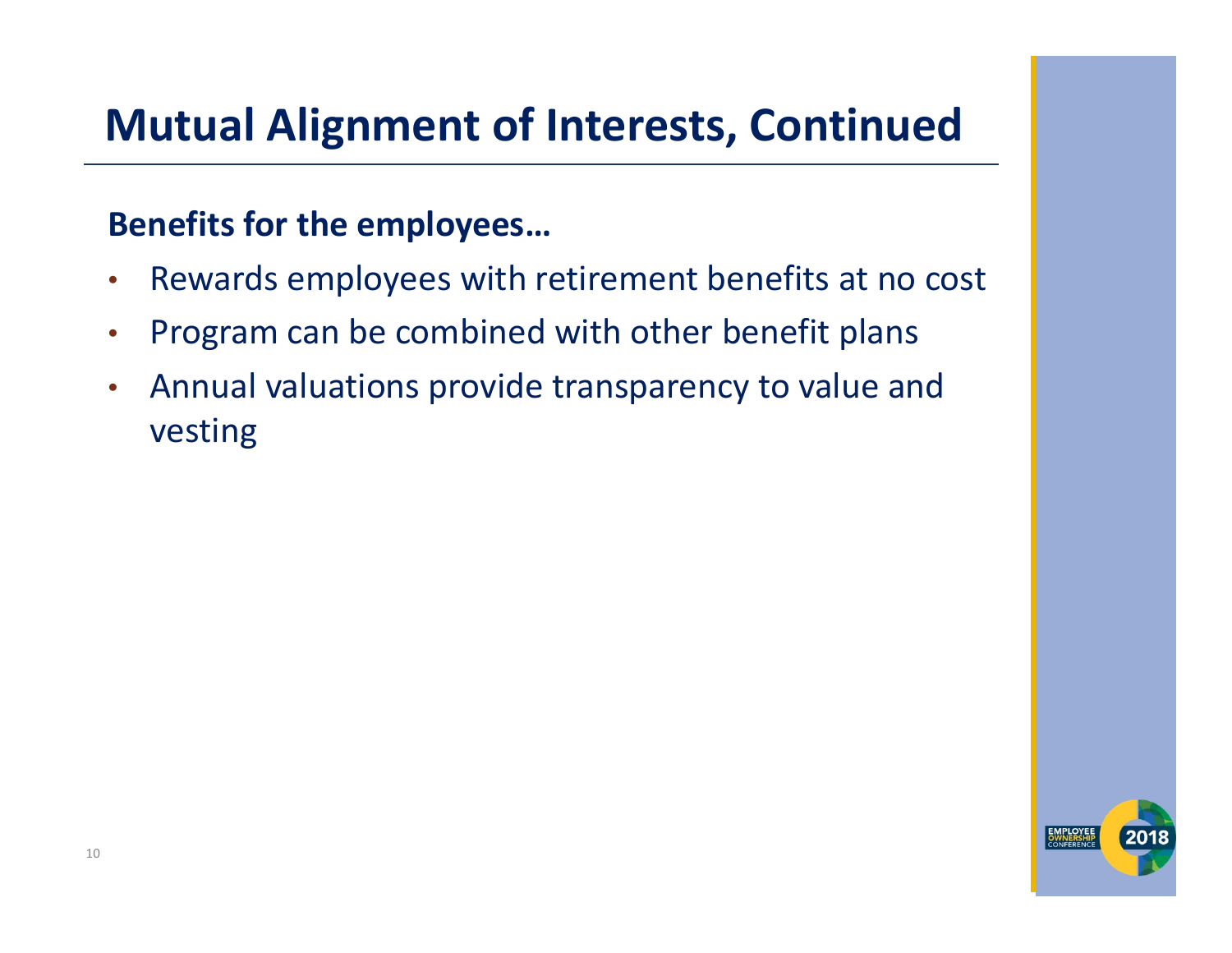# Mutual Alignment of Interests, Continued

**Benefits for the employees…**

- Rewards employees with retirement benefits at no cost
- Program can be combined with other benefit plans
- Annual valuations provide transparency to value and vesting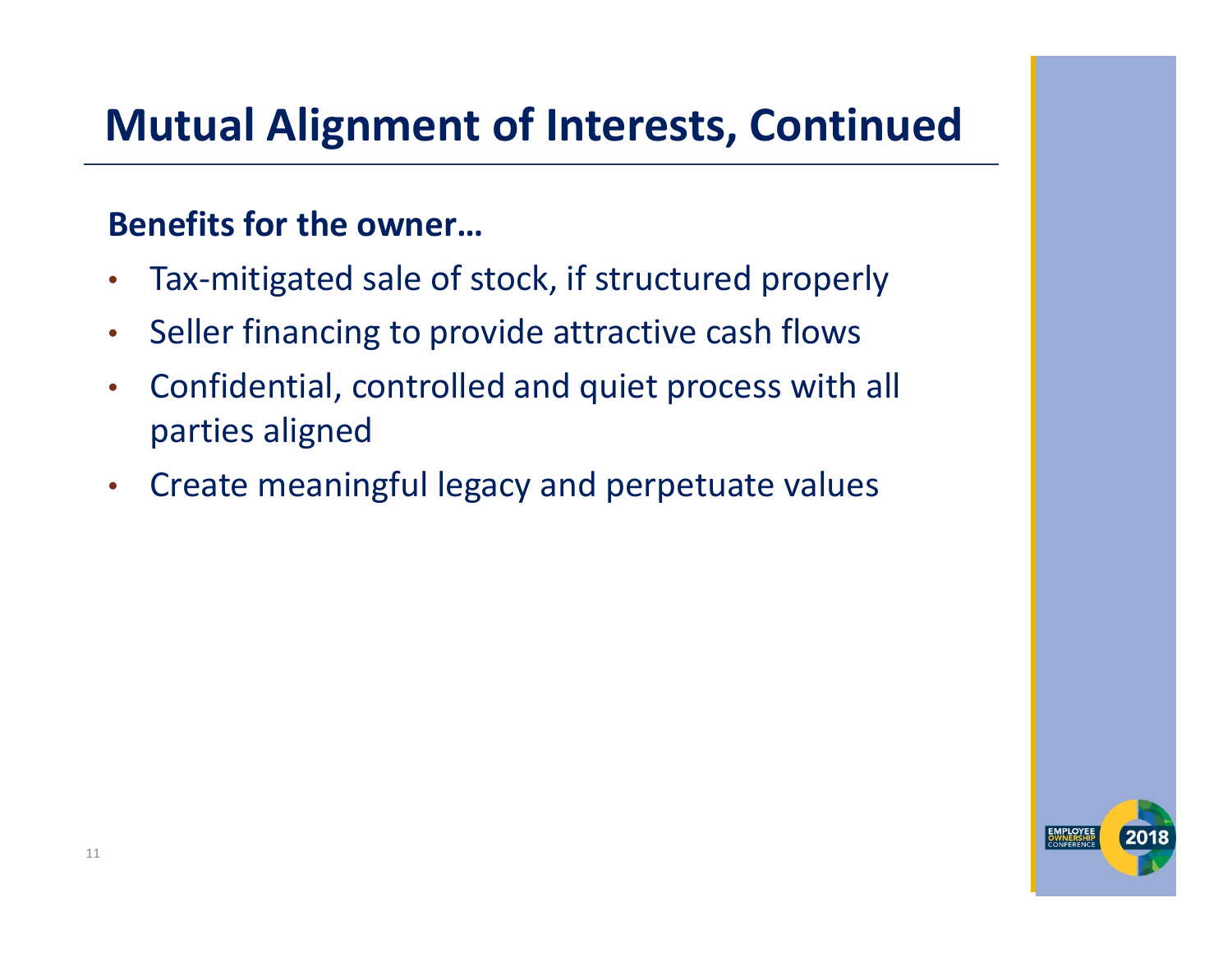# Mutual Alignment of Interests, Continued

**Benefits for the owner…**

- Tax-mitigated sale of stock, if structured properly
- Seller financing to provide attractive cash flows
- Confidential, controlled and quiet process with all parties aligned
- Create meaningful legacy and perpetuate values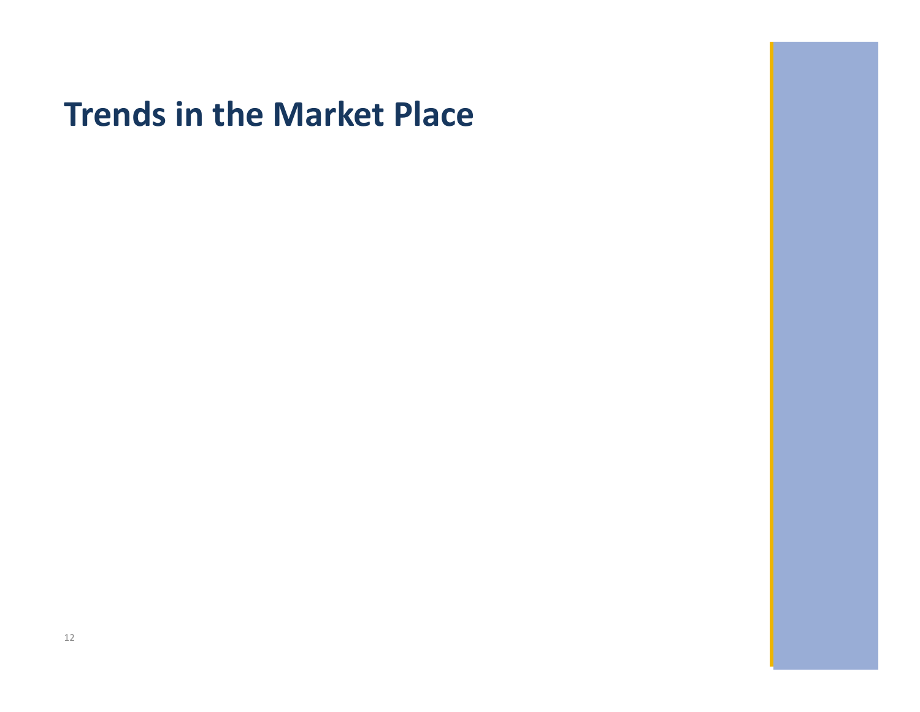# Trends in the Market Place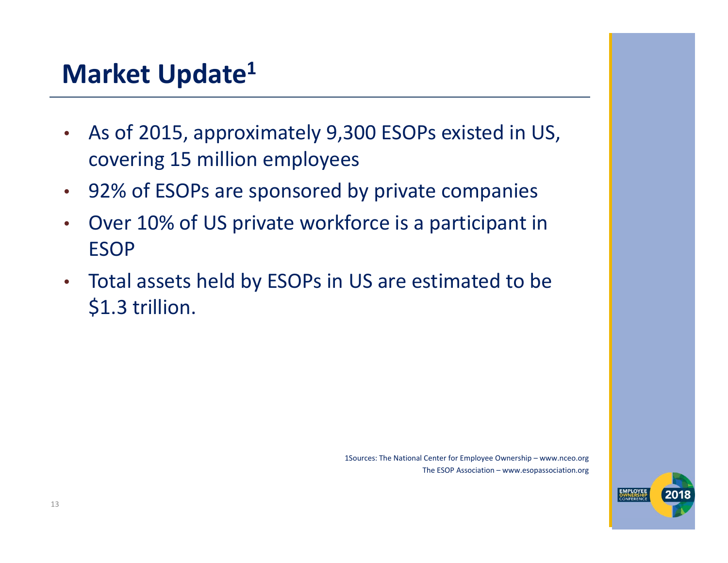# Market Update[1]

- As of 2015, approximately 9,300 ESOPs existed in US, covering 15 million employees
- 92% of ESOPs are sponsored by private companies
- Over 10% of US private workforce is a participant in ESOP
- Total assets held by ESOPs in US are estimated to be $1.3 trillion.

1Sources: The National Center for Employee Ownership – www.nceo.org
The ESOP Association – www.esopassociation.org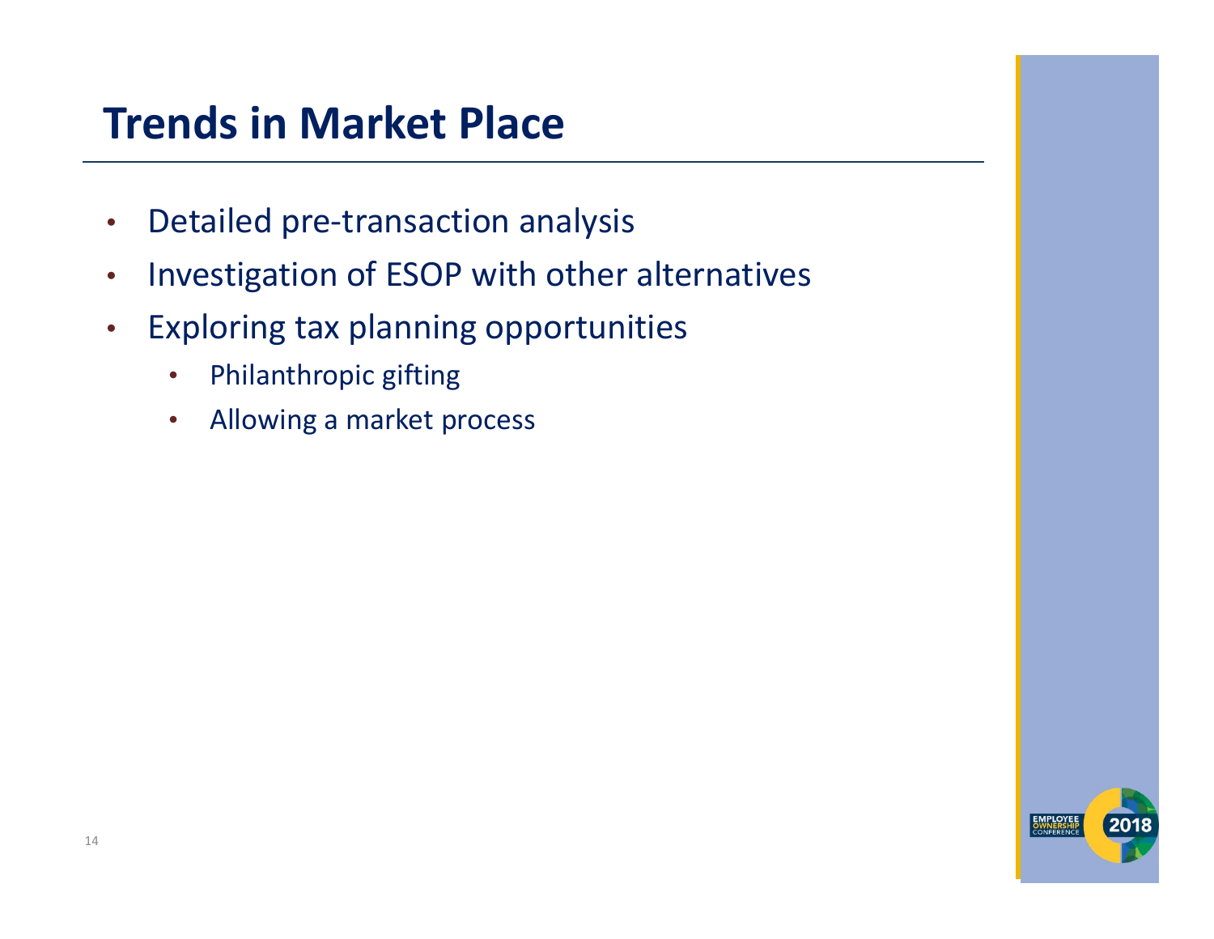# Trends in Market Place

- Detailed pre-transaction analysis
- Investigation of ESOP with other alternatives
- Exploring tax planning opportunities
  - Philanthropic gifting
  - Allowing a market process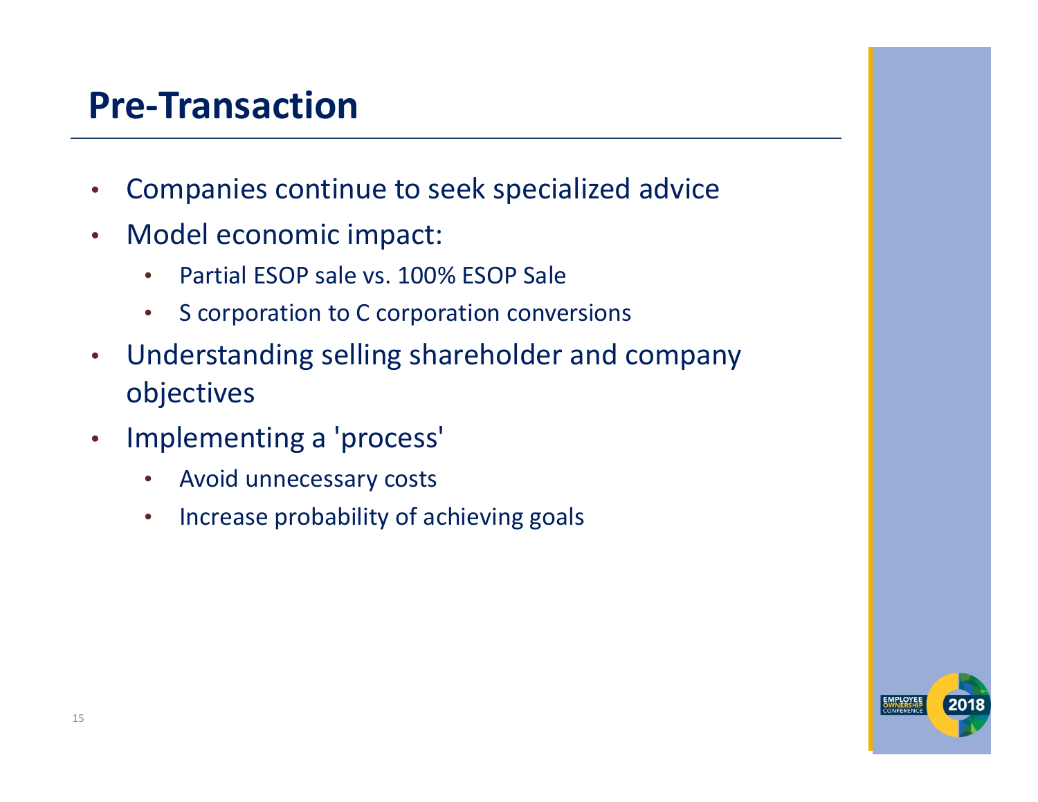# Pre-Transaction

- Companies continue to seek specialized advice
- Model economic impact:
  - Partial ESOP sale vs. 100% ESOP Sale
  - S corporation to C corporation conversions
- Understanding selling shareholder and company objectives
- Implementing a 'process'
  - Avoid unnecessary costs
  - Increase probability of achieving goals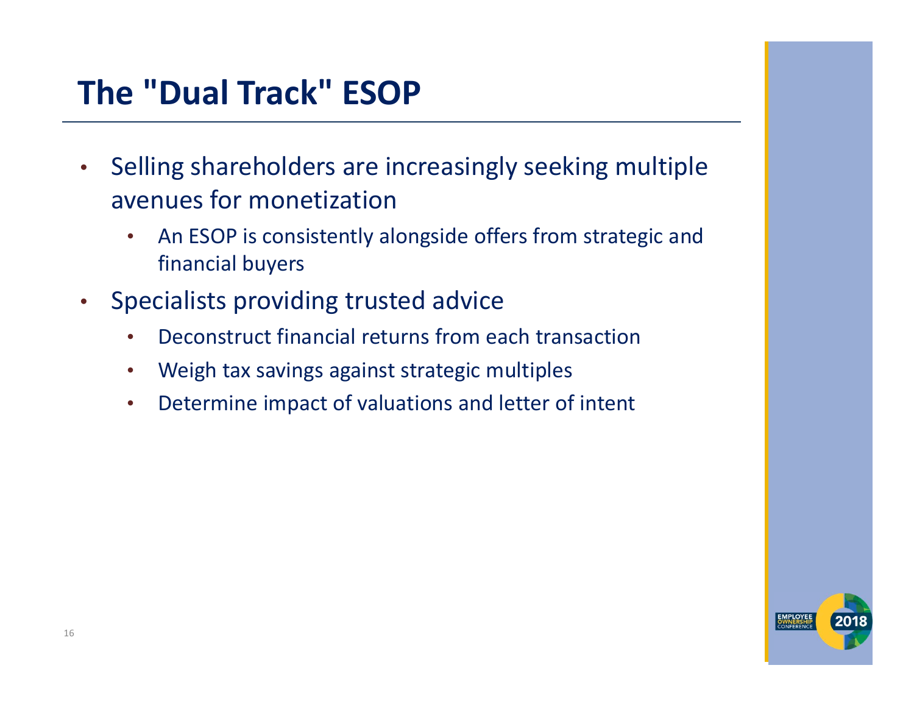# The "Dual Track" ESOP

- Selling shareholders are increasingly seeking multiple avenues for monetization
  - An ESOP is consistently alongside offers from strategic and financial buyers
- Specialists providing trusted advice
  - Deconstruct financial returns from each transaction
  - Weigh tax savings against strategic multiples
  - Determine impact of valuations and letter of intent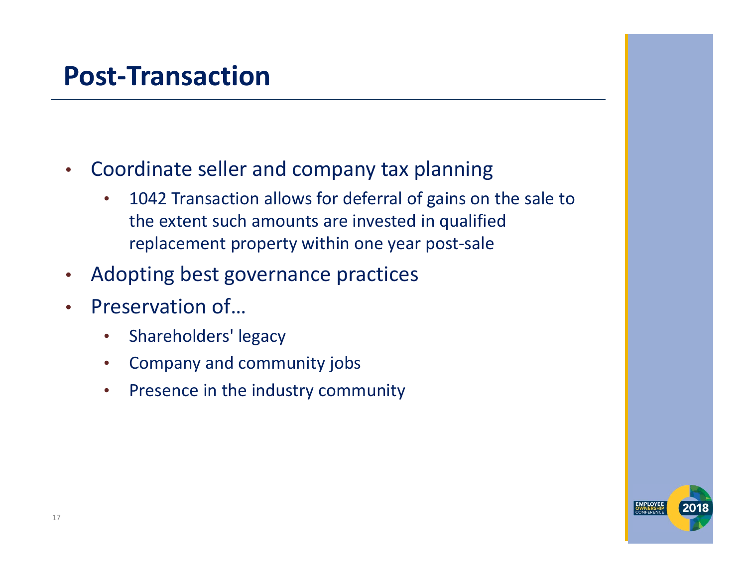# Post-Transaction

- Coordinate seller and company tax planning
  - 1042 Transaction allows for deferral of gains on the sale to the extent such amounts are invested in qualified replacement property within one year post-sale
- Adopting best governance practices
- Preservation of…
  - Shareholders' legacy
  - Company and community jobs
  - Presence in the industry community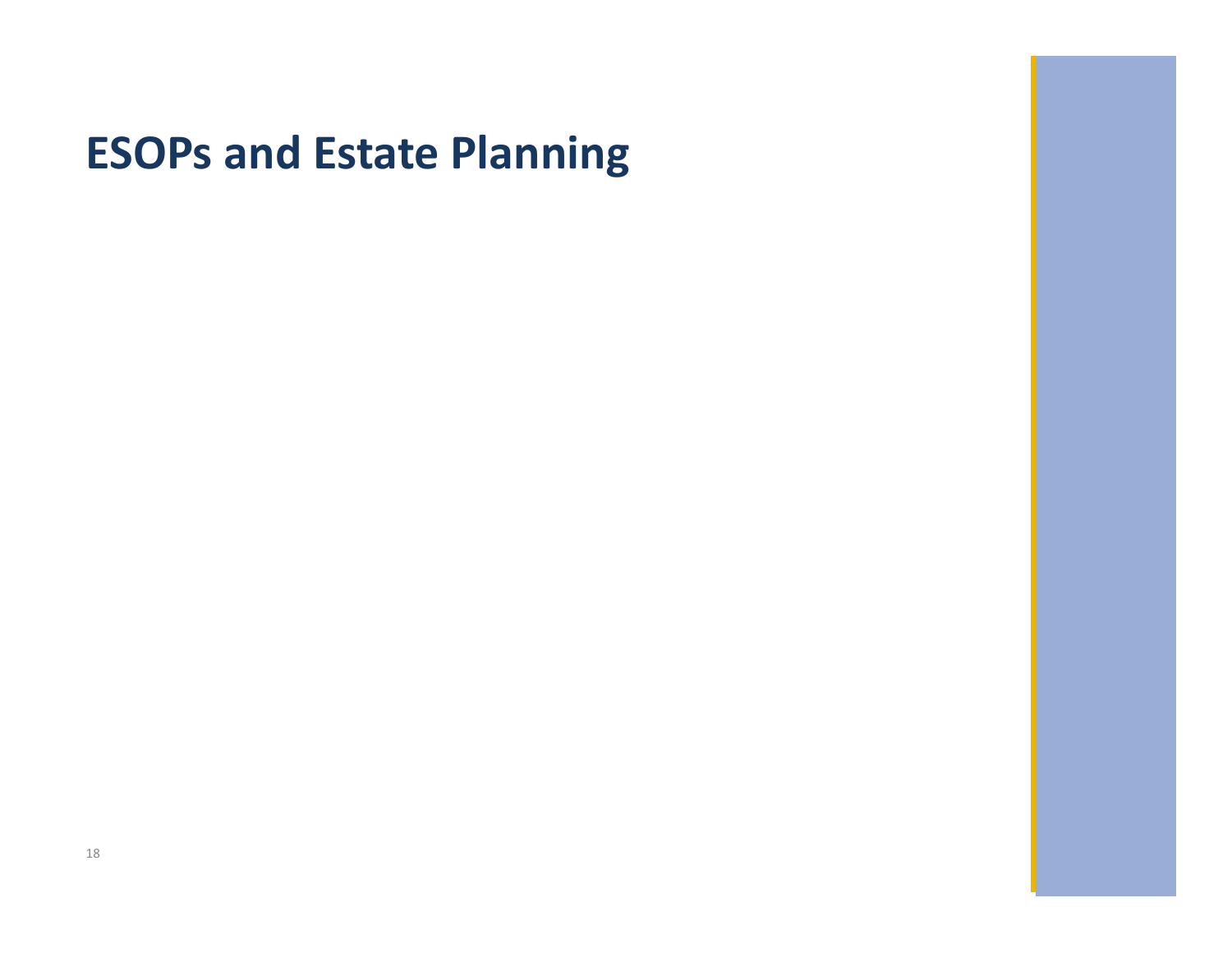# ESOPs and Estate Planning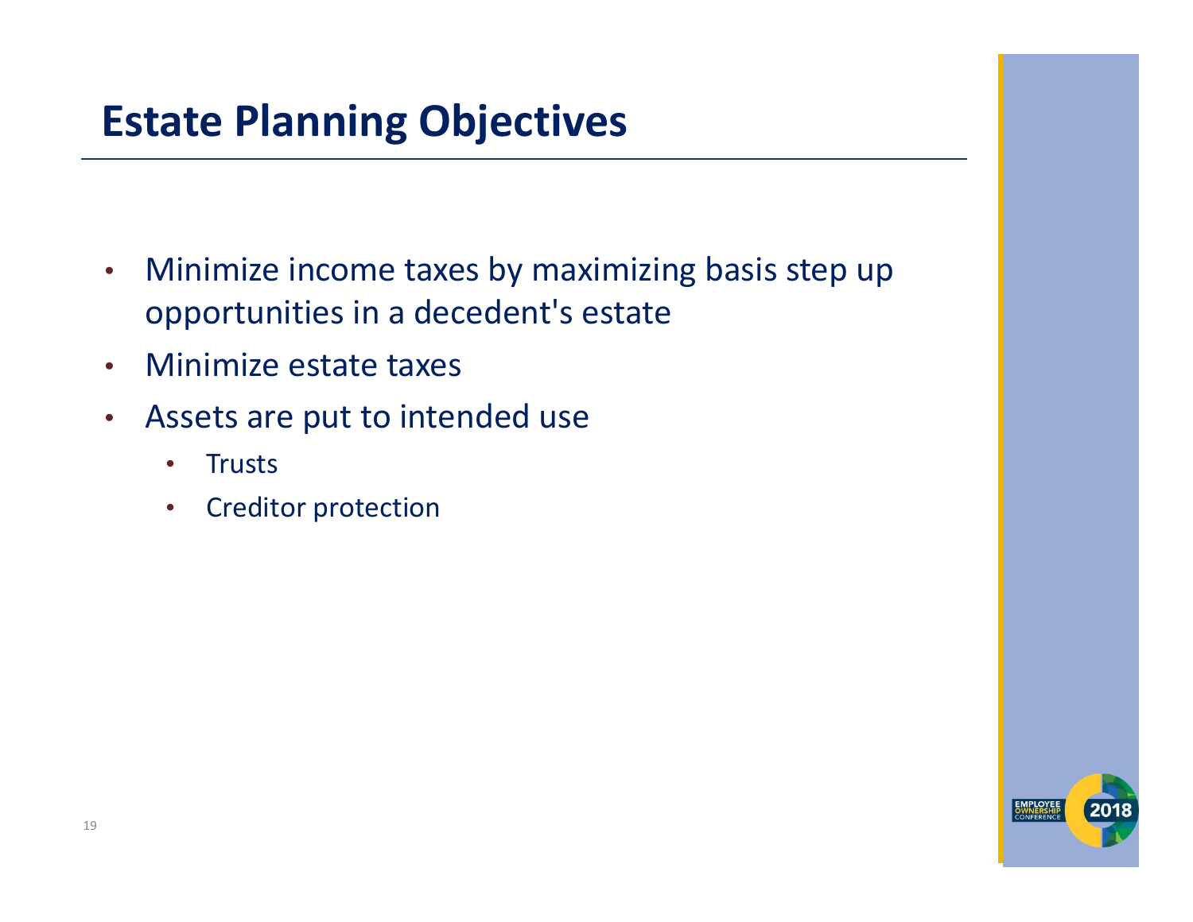# Estate Planning Objectives

- Minimize income taxes by maximizing basis step up opportunities in a decedent's estate
- Minimize estate taxes
- Assets are put to intended use
  - Trusts
  - Creditor protection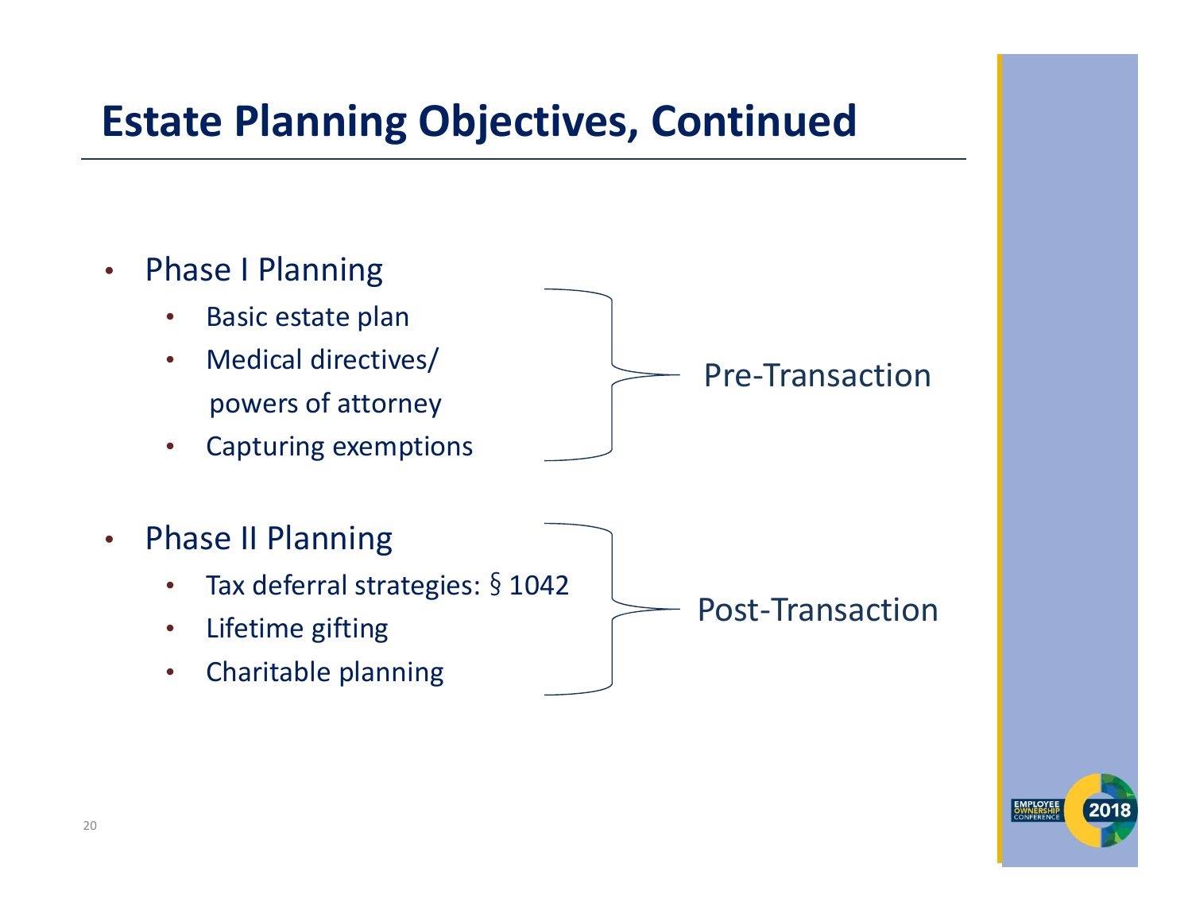# Estate Planning Objectives, Continued

- Phase I Planning
  - Basic estate plan
  - Medical directives/ powers of attorney
  - Capturing exemptions

Pre-Transaction

- Phase II Planning
  - Tax deferral strategies: § 1042
  - Lifetime gifting
  - Charitable planning

Post-Transaction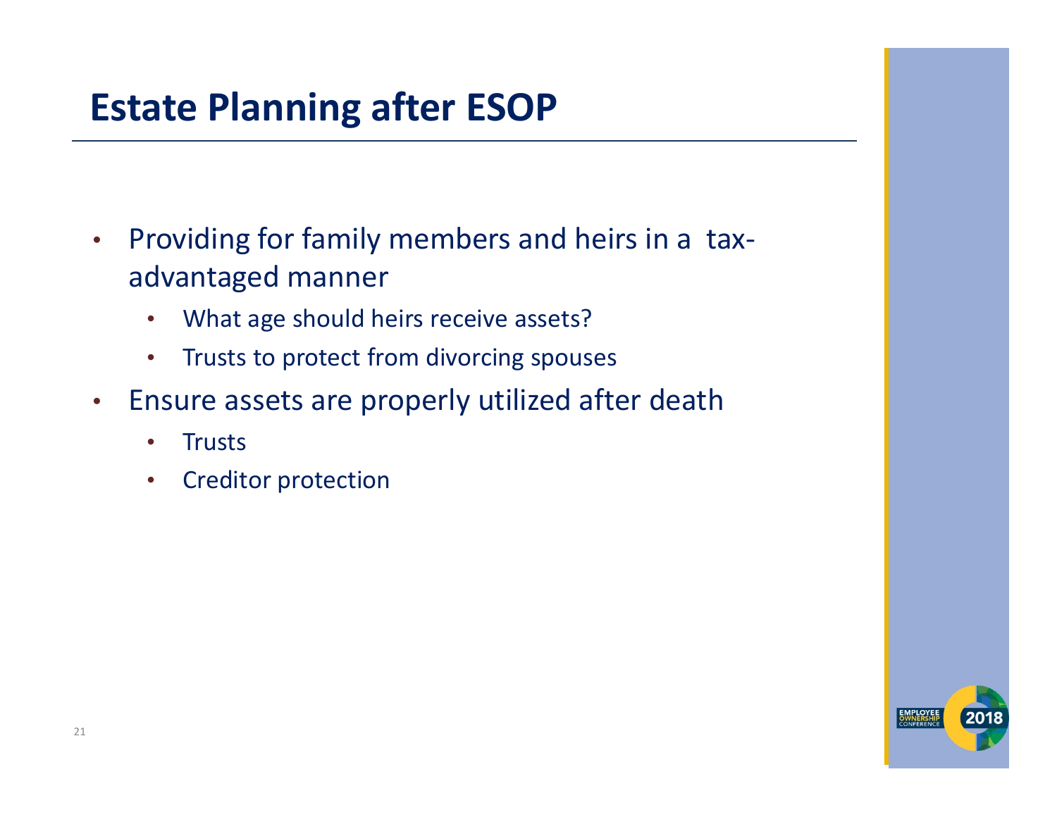# Estate Planning after ESOP

- Providing for family members and heirs in a tax-advantaged manner
  - What age should heirs receive assets?
  - Trusts to protect from divorcing spouses
- Ensure assets are properly utilized after death
  - Trusts
  - Creditor protection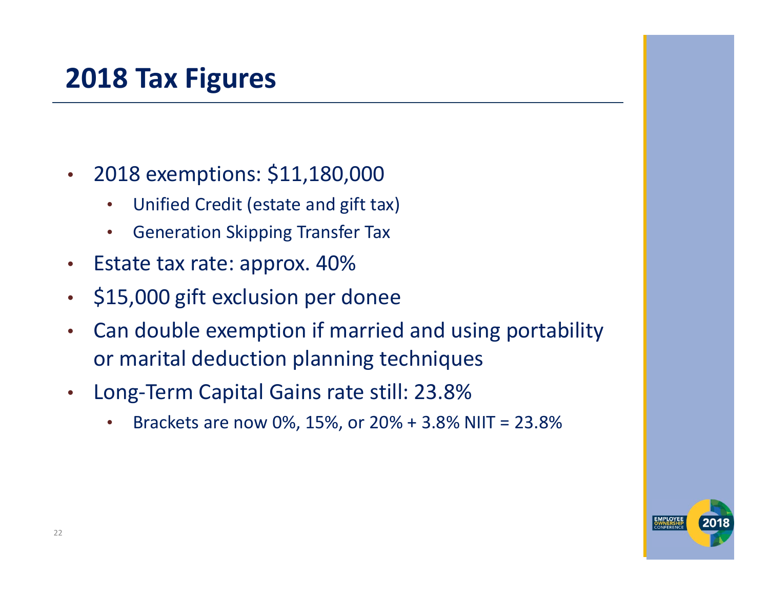# 2018 Tax Figures

- 2018 exemptions: $11,180,000
  - Unified Credit (estate and gift tax)
  - Generation Skipping Transfer Tax
- Estate tax rate: approx. 40%
- $15,000 gift exclusion per donee
- Can double exemption if married and using portability or marital deduction planning techniques
- Long-Term Capital Gains rate still: 23.8%
  - Brackets are now 0%, 15%, or 20% + 3.8% NIIT = 23.8%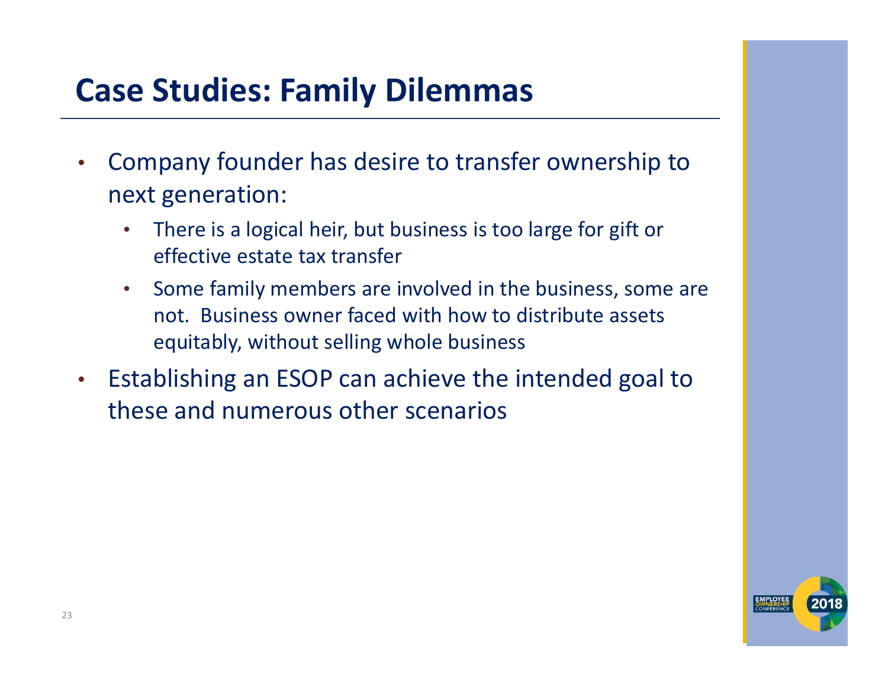# Case Studies: Family Dilemmas

- Company founder has desire to transfer ownership to next generation:
  - There is a logical heir, but business is too large for gift or effective estate tax transfer
  - Some family members are involved in the business, some are not. Business owner faced with how to distribute assets equitably, without selling whole business
- Establishing an ESOP can achieve the intended goal to these and numerous other scenarios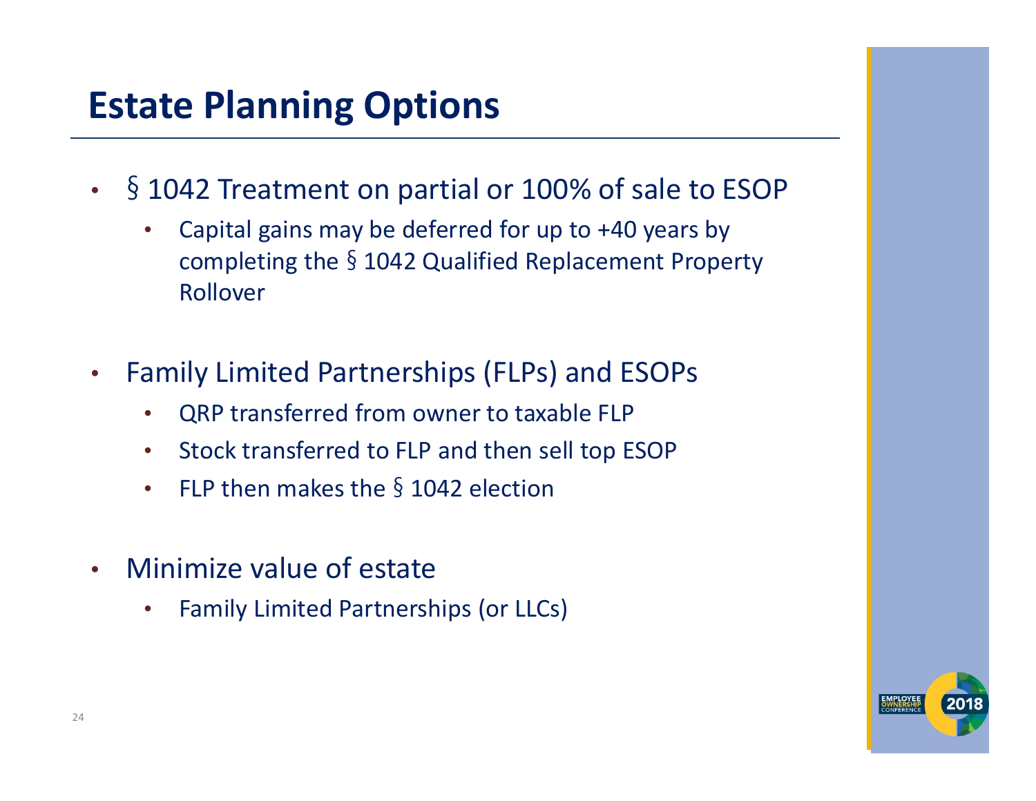# Estate Planning Options

- § 1042 Treatment on partial or 100% of sale to ESOP
  - Capital gains may be deferred for up to +40 years by completing the § 1042 Qualified Replacement Property Rollover

- Family Limited Partnerships (FLPs) and ESOPs
  - QRP transferred from owner to taxable FLP
  - Stock transferred to FLP and then sell top ESOP
  - FLP then makes the § 1042 election

- Minimize value of estate
  - Family Limited Partnerships (or LLCs)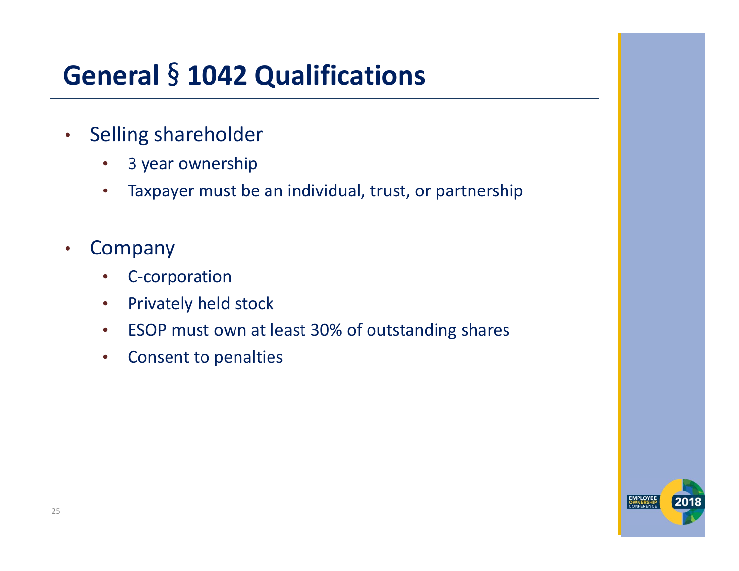# General § 1042 Qualifications

- Selling shareholder
  - 3 year ownership
  - Taxpayer must be an individual, trust, or partnership

- Company
  - C-corporation
  - Privately held stock
  - ESOP must own at least 30% of outstanding shares
  - Consent to penalties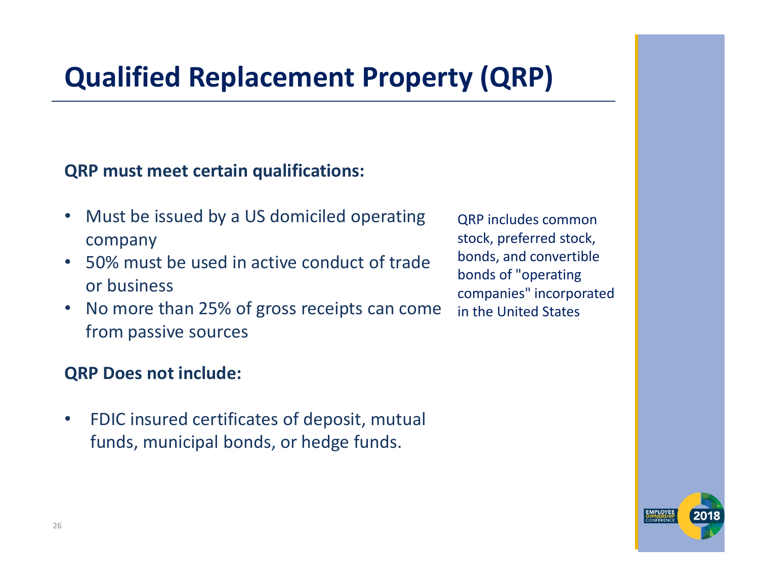# Qualified Replacement Property (QRP)

**QRP must meet certain qualifications:**

- Must be issued by a US domiciled operating company
- 50% must be used in active conduct of trade or business
- No more than 25% of gross receipts can come from passive sources

QRP includes common stock, preferred stock, bonds, and convertible bonds of "operating companies" incorporated in the United States

**QRP Does not include:**

- FDIC insured certificates of deposit, mutual funds, municipal bonds, or hedge funds.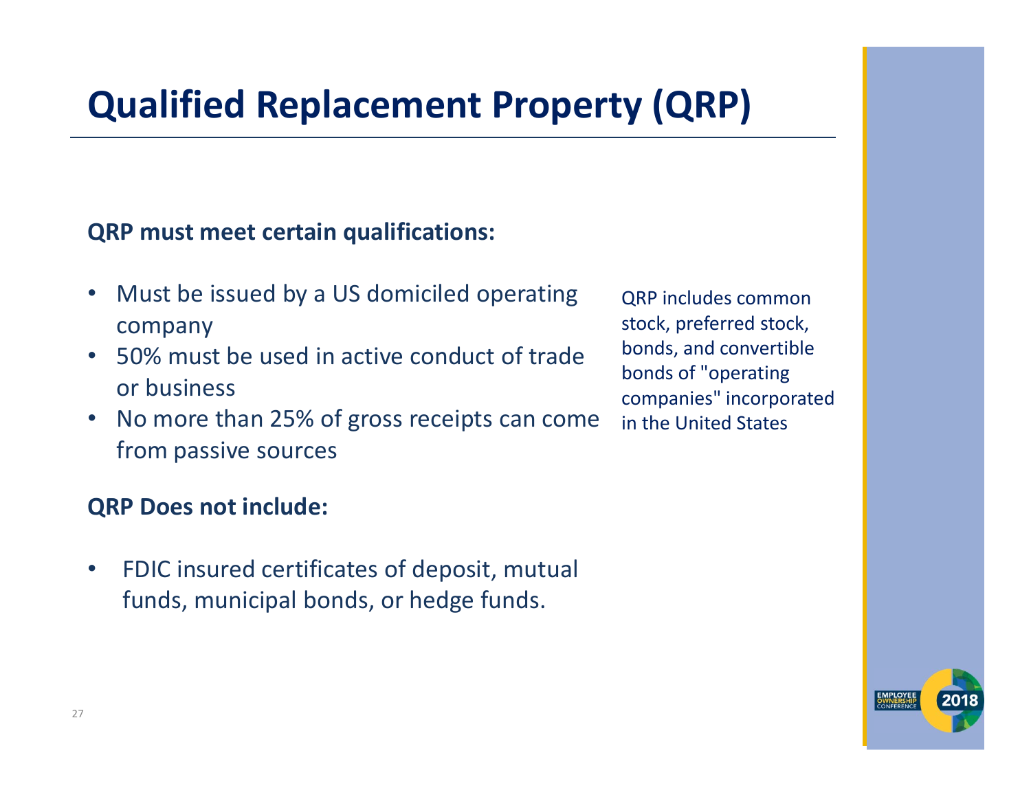# Qualified Replacement Property (QRP)

**QRP must meet certain qualifications:**

- Must be issued by a US domiciled operating company
- 50% must be used in active conduct of trade or business
- No more than 25% of gross receipts can come from passive sources

QRP includes common stock, preferred stock, bonds, and convertible bonds of "operating companies" incorporated in the United States

**QRP Does not include:**

- FDIC insured certificates of deposit, mutual funds, municipal bonds, or hedge funds.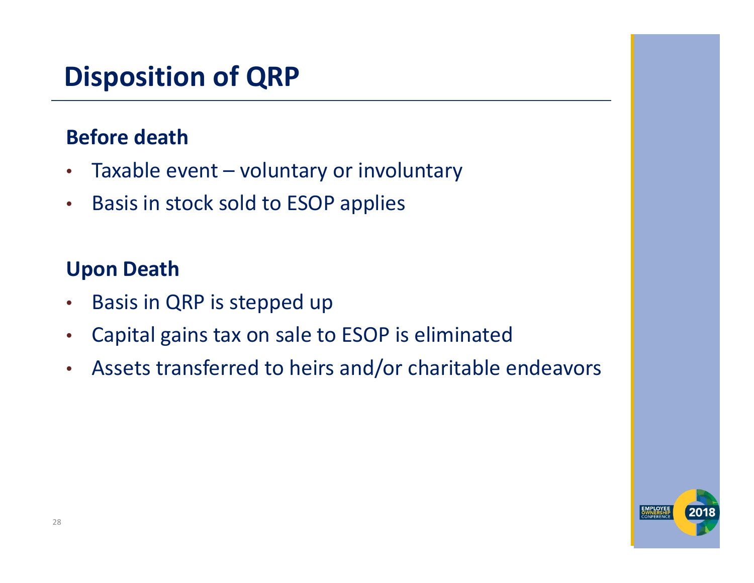# Disposition of QRP

### Before death

- Taxable event – voluntary or involuntary
- Basis in stock sold to ESOP applies

### Upon Death

- Basis in QRP is stepped up
- Capital gains tax on sale to ESOP is eliminated
- Assets transferred to heirs and/or charitable endeavors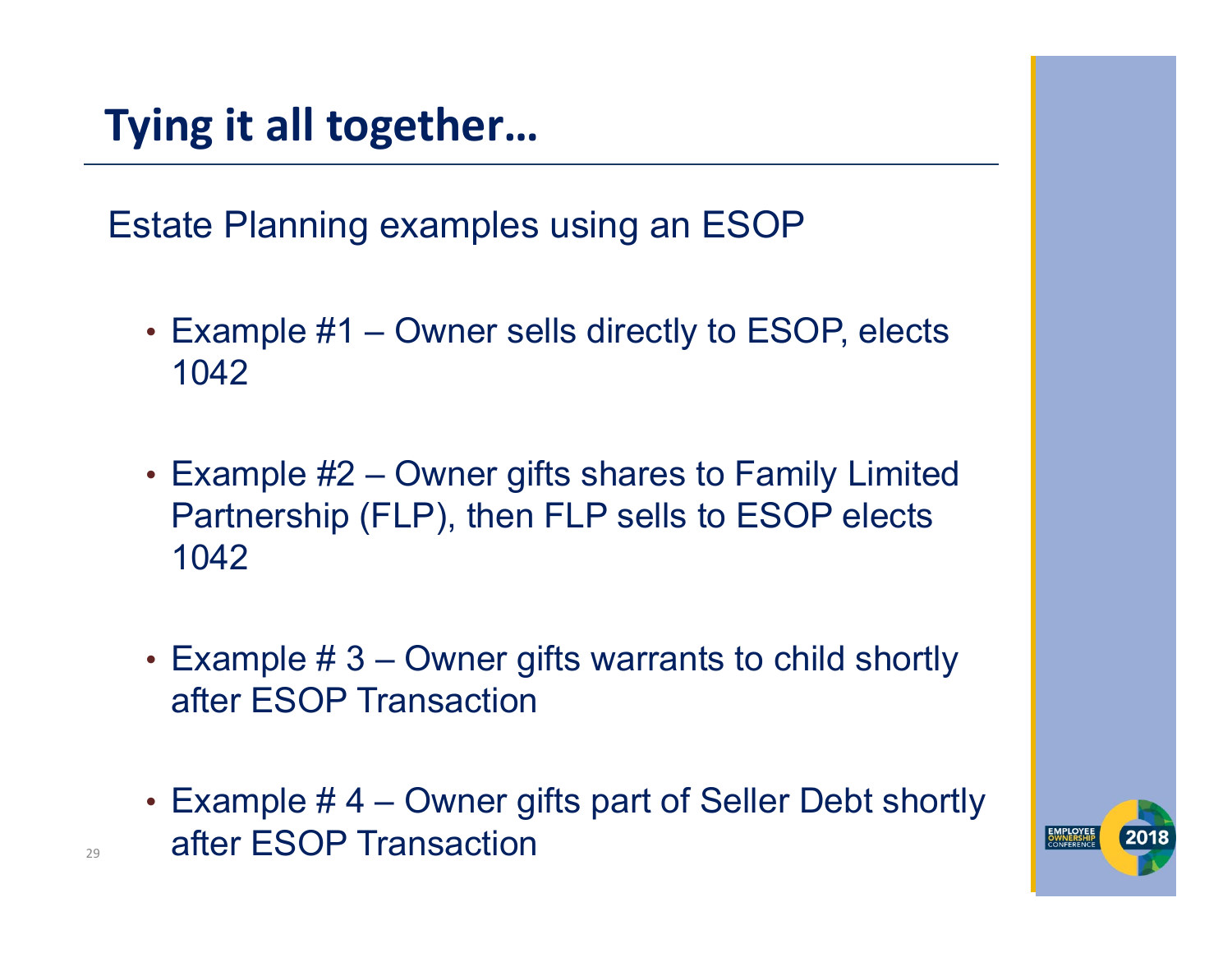# Tying it all together…

Estate Planning examples using an ESOP

- Example #1 – Owner sells directly to ESOP, elects 1042
- Example #2 – Owner gifts shares to Family Limited Partnership (FLP), then FLP sells to ESOP elects 1042
- Example # 3 – Owner gifts warrants to child shortly after ESOP Transaction
- Example # 4 – Owner gifts part of Seller Debt shortly after ESOP Transaction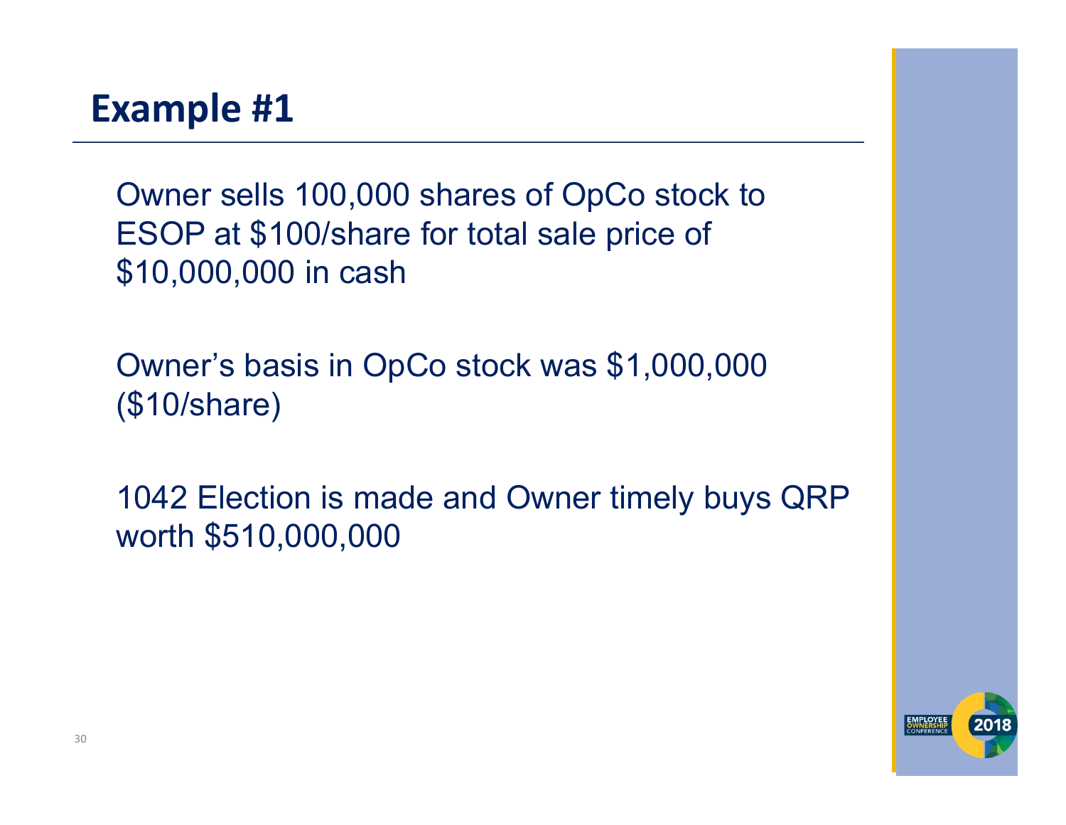# Example #1

Owner sells 100,000 shares of OpCo stock to ESOP at $100/share for total sale price of $10,000,000 in cash

Owner's basis in OpCo stock was $1,000,000 ($10/share)

1042 Election is made and Owner timely buys QRP worth $510,000,000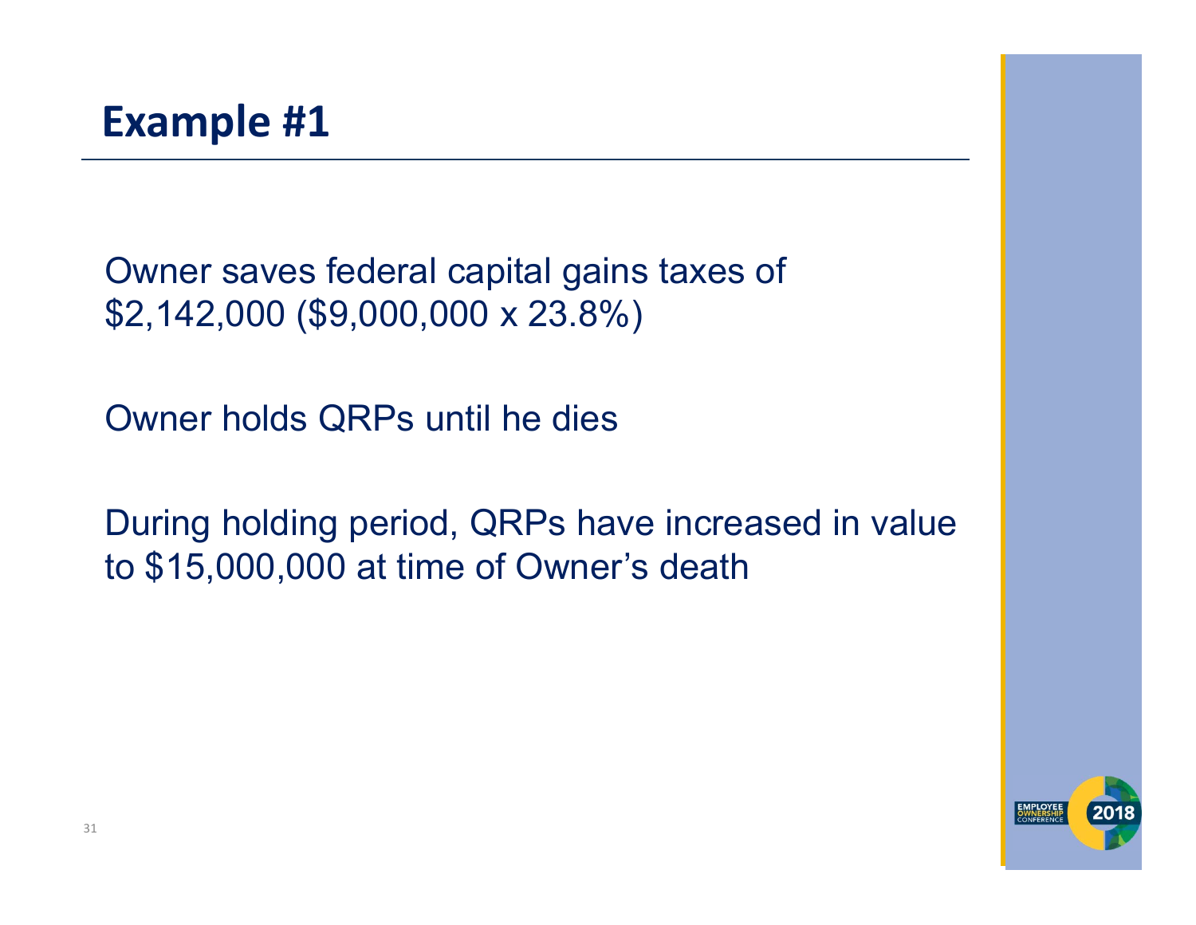# Example #1

Owner saves federal capital gains taxes of $2,142,000 ($9,000,000 x 23.8%)

Owner holds QRPs until he dies

During holding period, QRPs have increased in value to $15,000,000 at time of Owner's death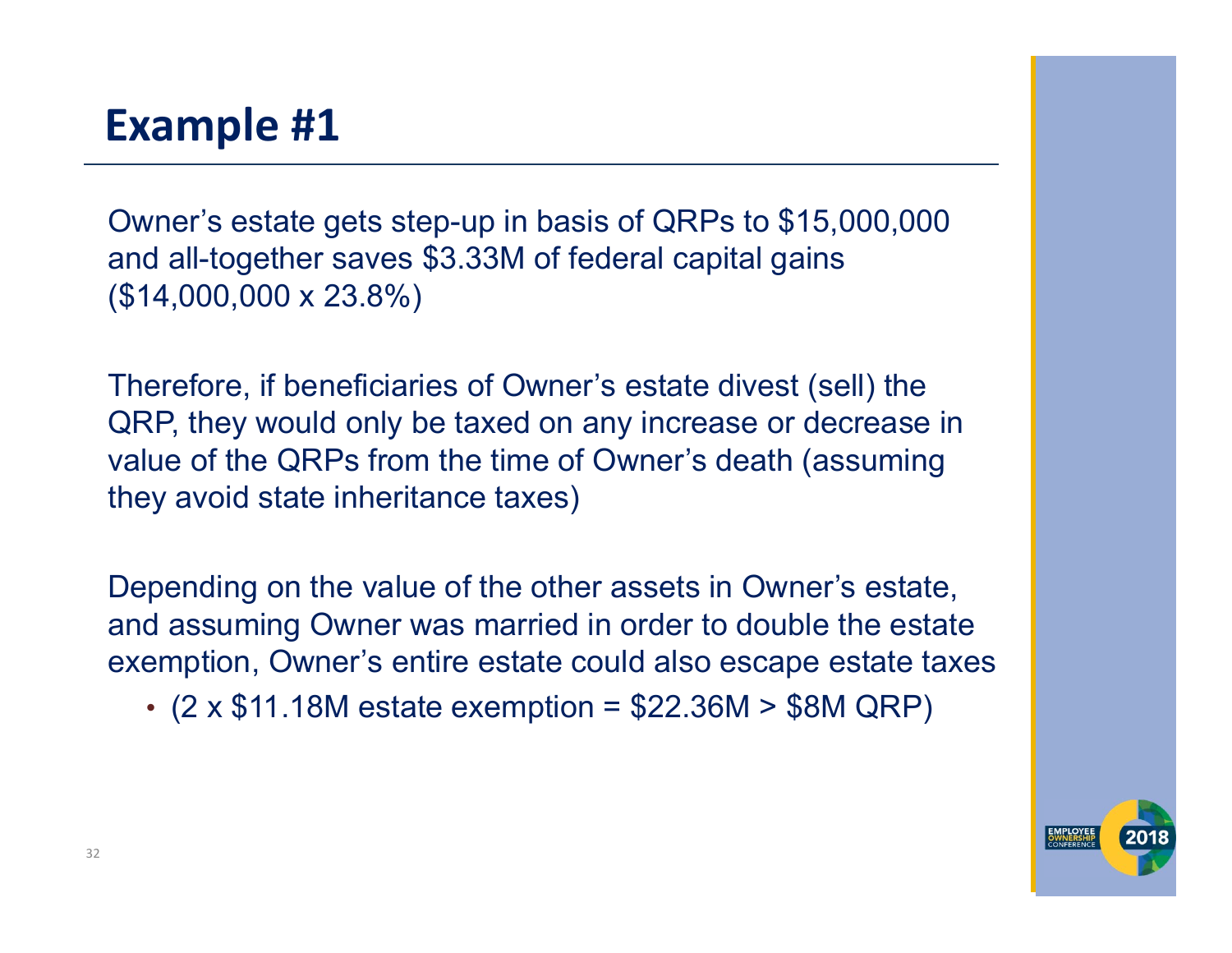# Example #1

Owner's estate gets step-up in basis of QRPs to $15,000,000 and all-together saves $3.33M of federal capital gains ($14,000,000 x 23.8%)

Therefore, if beneficiaries of Owner's estate divest (sell) the QRP, they would only be taxed on any increase or decrease in value of the QRPs from the time of Owner's death (assuming they avoid state inheritance taxes)

Depending on the value of the other assets in Owner's estate, and assuming Owner was married in order to double the estate exemption, Owner's entire estate could also escape estate taxes

- (2 x $11.18M estate exemption = $22.36M > $8M QRP)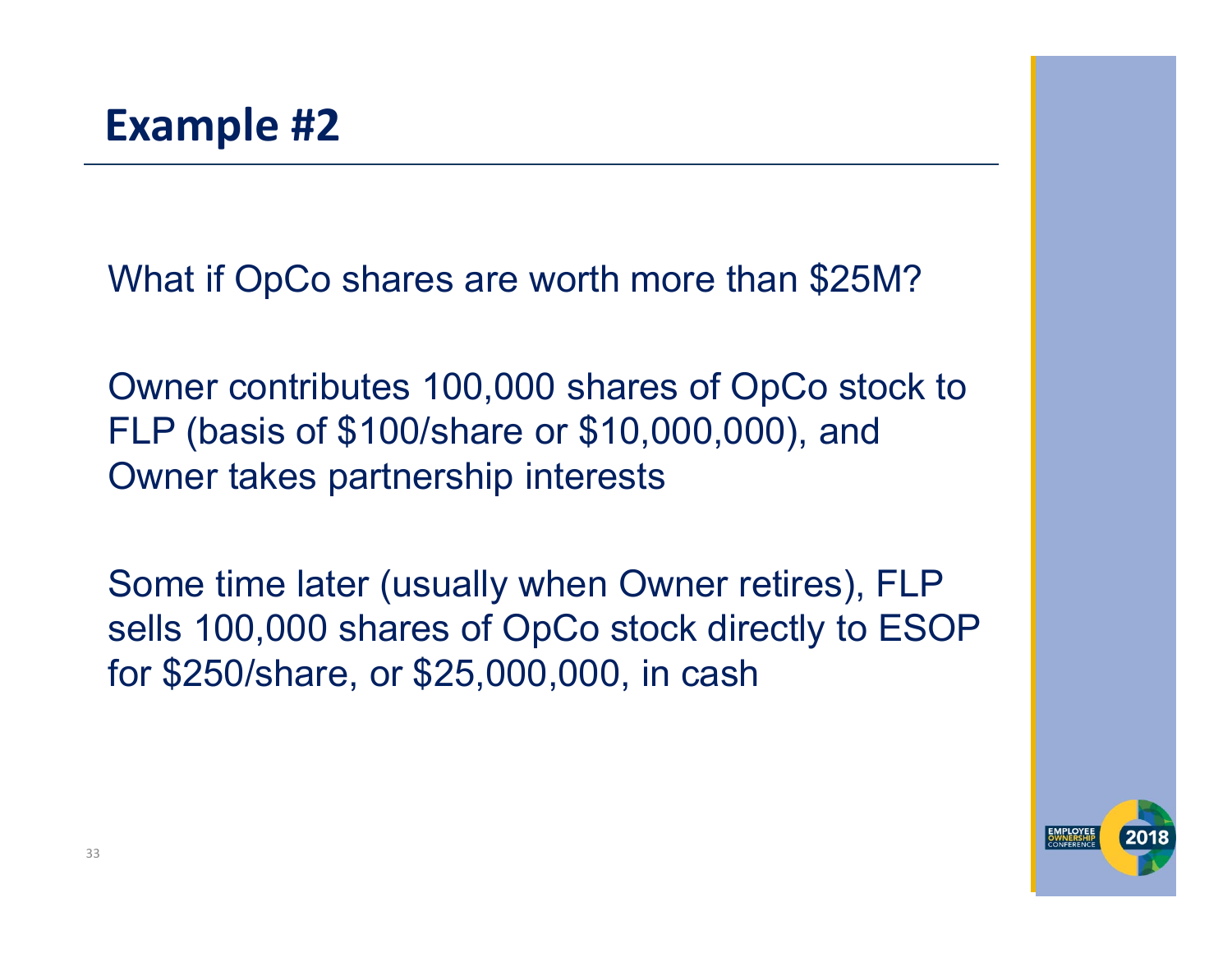# Example #2

What if OpCo shares are worth more than $25M?

Owner contributes 100,000 shares of OpCo stock to FLP (basis of $100/share or $10,000,000), and Owner takes partnership interests

Some time later (usually when Owner retires), FLP sells 100,000 shares of OpCo stock directly to ESOP for $250/share, or $25,000,000, in cash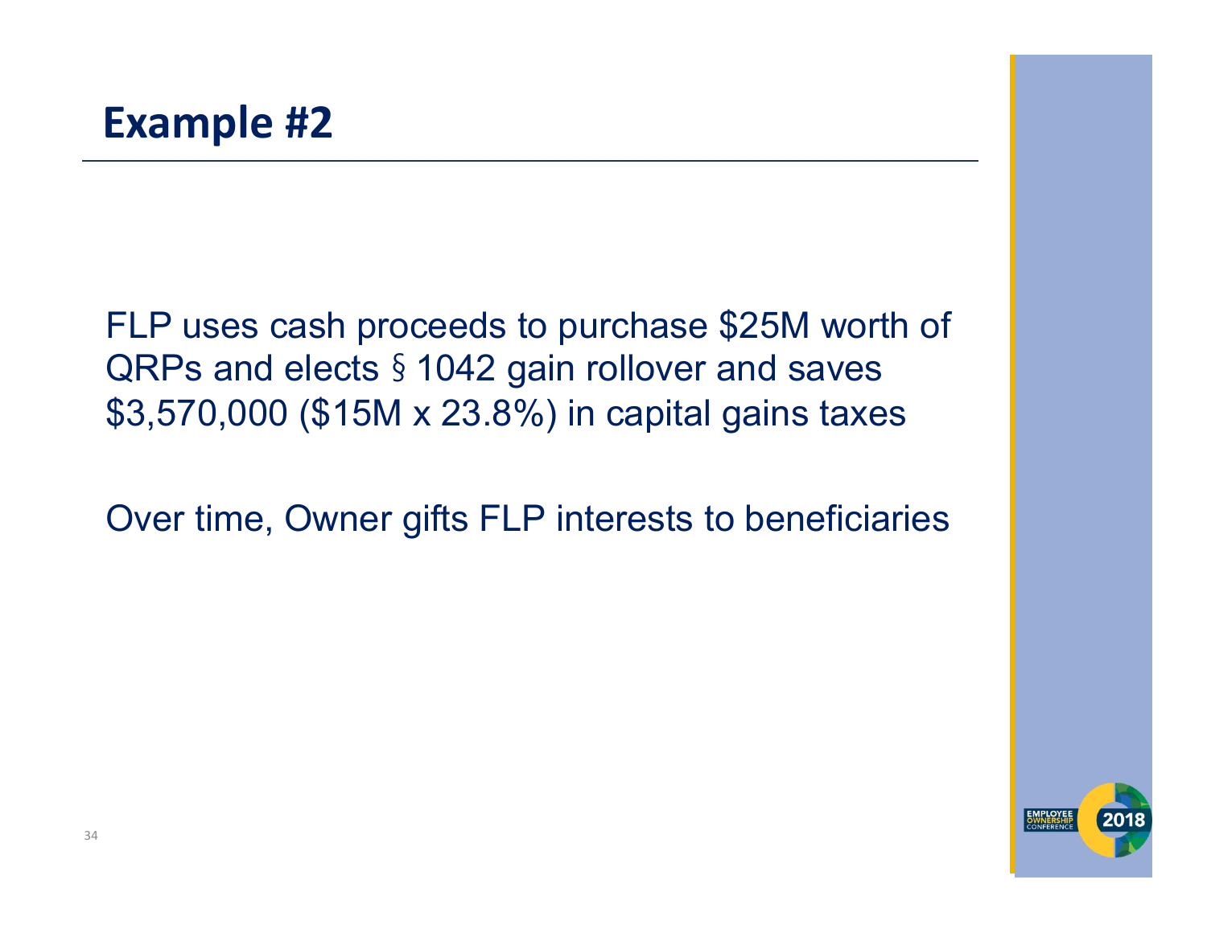# Example #2

FLP uses cash proceeds to purchase $25M worth of QRPs and elects § 1042 gain rollover and saves $3,570,000 ($15M x 23.8%) in capital gains taxes

Over time, Owner gifts FLP interests to beneficiaries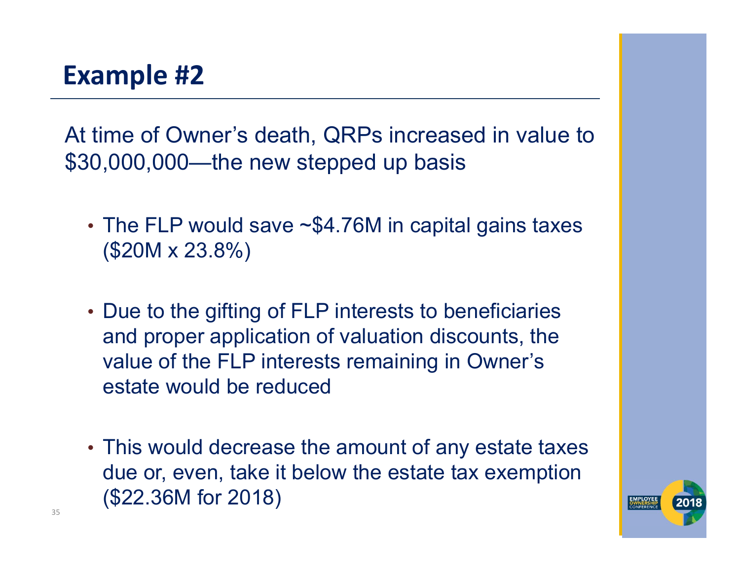# Example #2

At time of Owner's death, QRPs increased in value to $30,000,000—the new stepped up basis

- The FLP would save ~$4.76M in capital gains taxes ($20M x 23.8%)
- Due to the gifting of FLP interests to beneficiaries and proper application of valuation discounts, the value of the FLP interests remaining in Owner's estate would be reduced
- This would decrease the amount of any estate taxes due or, even, take it below the estate tax exemption ($22.36M for 2018)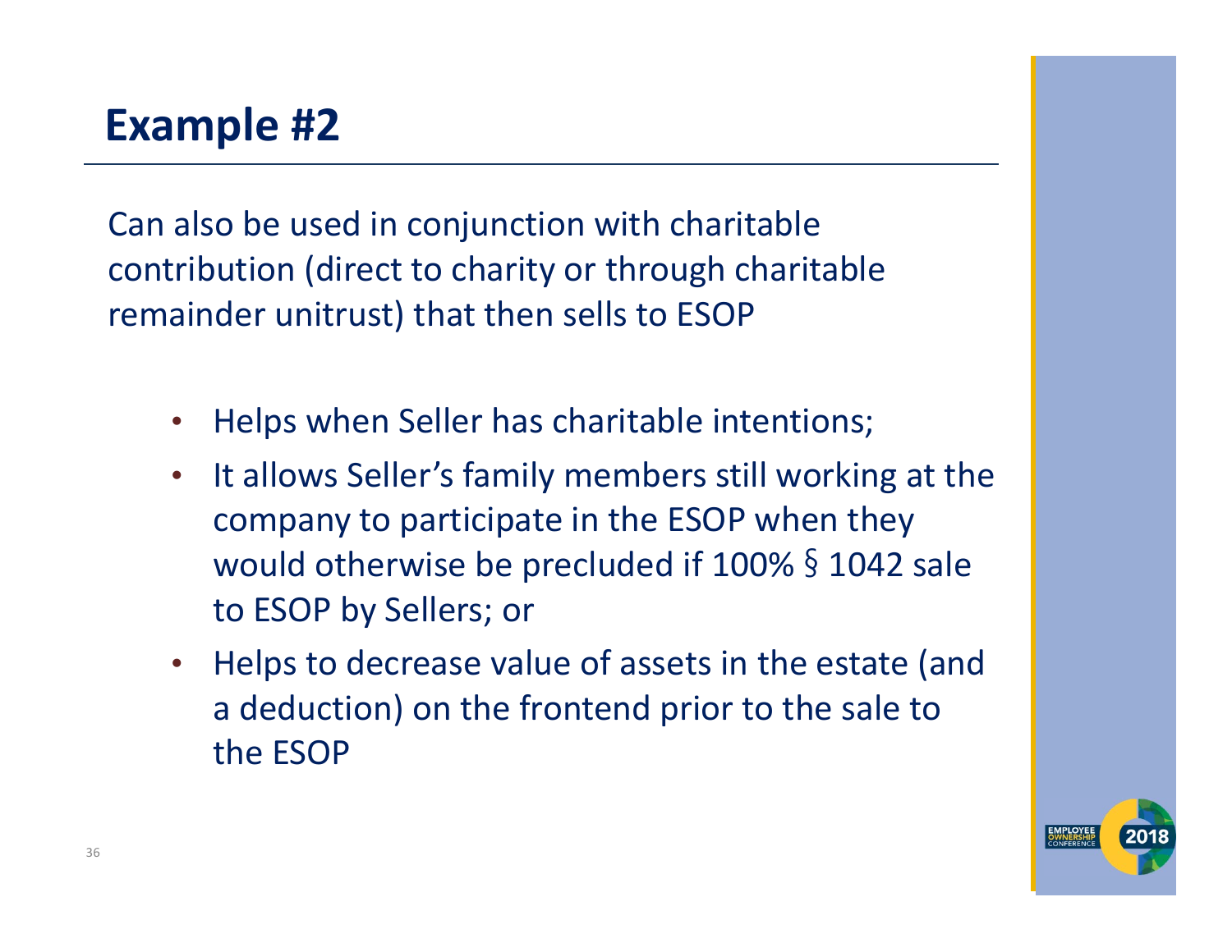# Example #2

Can also be used in conjunction with charitable contribution (direct to charity or through charitable remainder unitrust) that then sells to ESOP

- Helps when Seller has charitable intentions;
- It allows Seller's family members still working at the company to participate in the ESOP when they would otherwise be precluded if 100% § 1042 sale to ESOP by Sellers; or
- Helps to decrease value of assets in the estate (and a deduction) on the frontend prior to the sale to the ESOP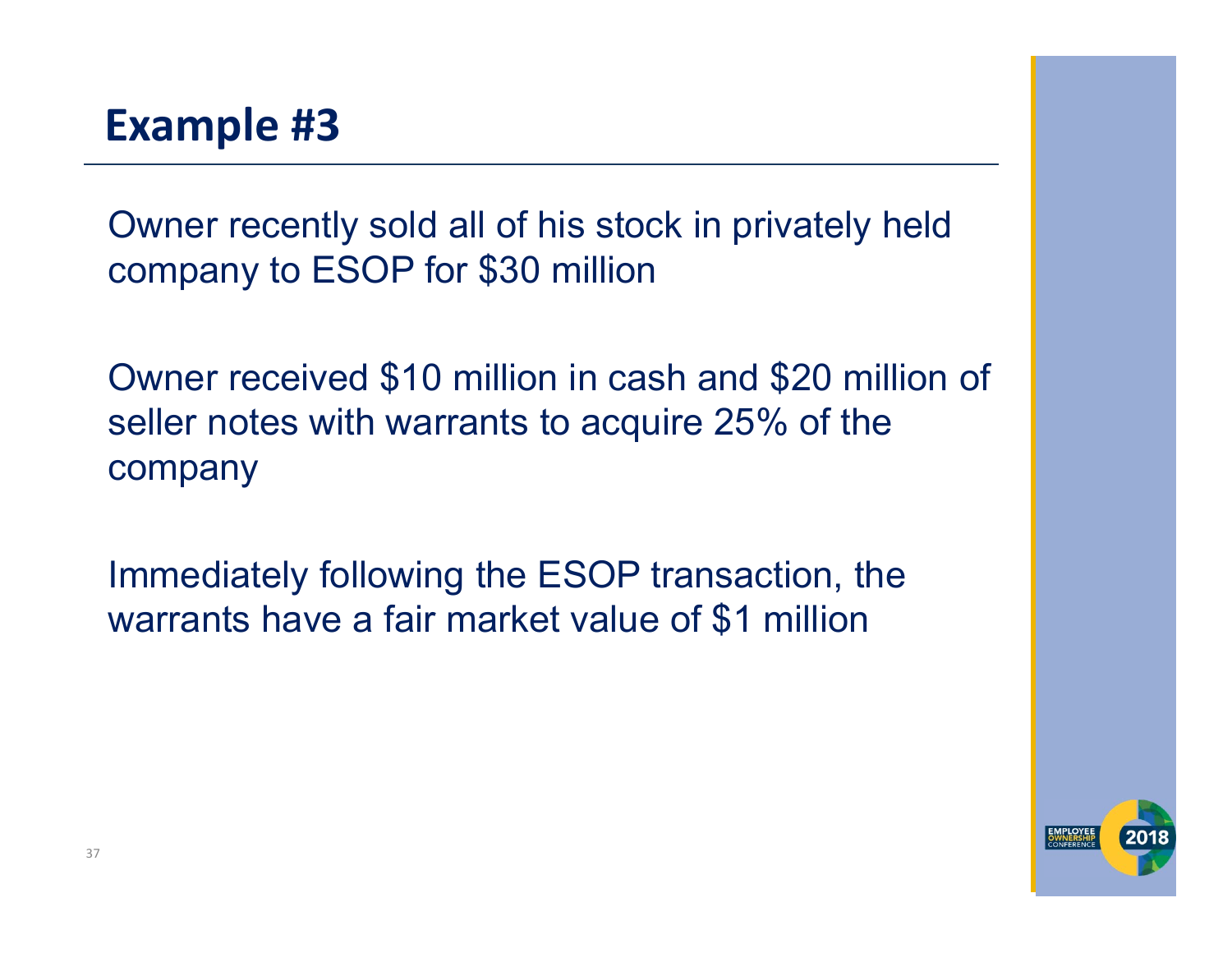# Example #3

Owner recently sold all of his stock in privately held company to ESOP for $30 million

Owner received $10 million in cash and $20 million of seller notes with warrants to acquire 25% of the company

Immediately following the ESOP transaction, the warrants have a fair market value of $1 million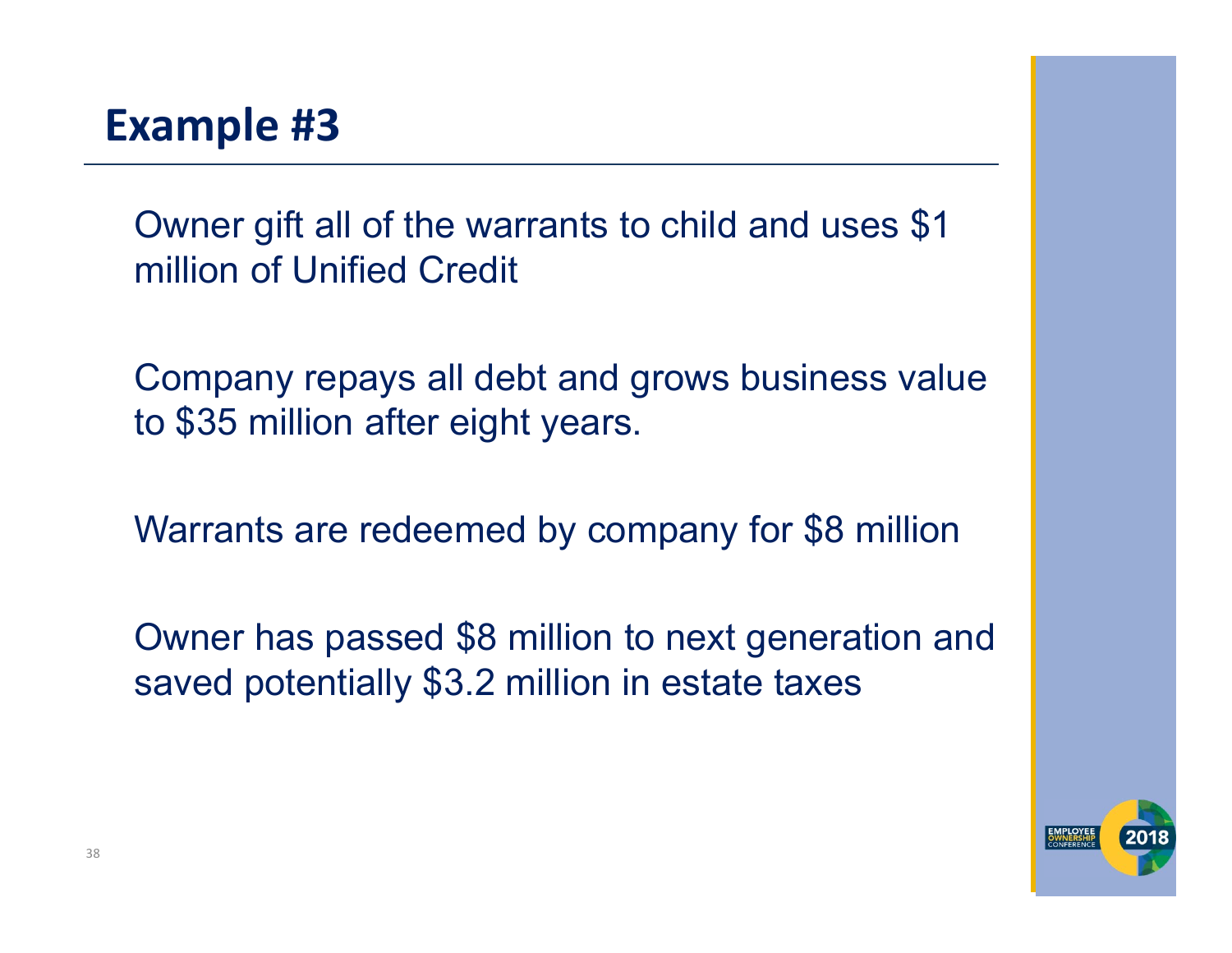# Example #3

Owner gift all of the warrants to child and uses $1 million of Unified Credit

Company repays all debt and grows business value to $35 million after eight years.

Warrants are redeemed by company for $8 million

Owner has passed $8 million to next generation and saved potentially $3.2 million in estate taxes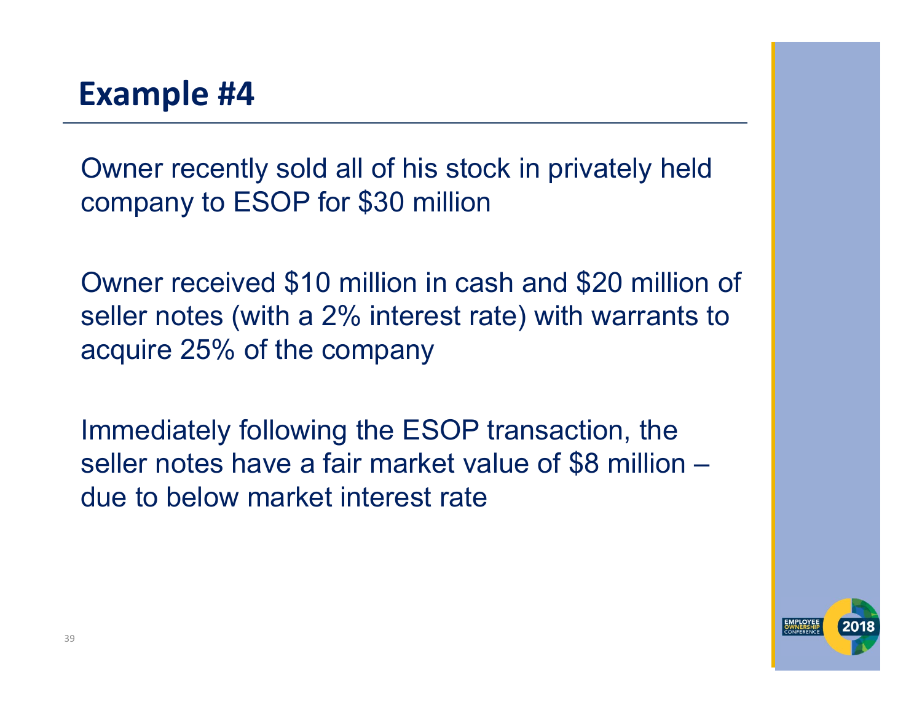# Example #4

Owner recently sold all of his stock in privately held company to ESOP for $30 million

Owner received $10 million in cash and $20 million of seller notes (with a 2% interest rate) with warrants to acquire 25% of the company

Immediately following the ESOP transaction, the seller notes have a fair market value of $8 million – due to below market interest rate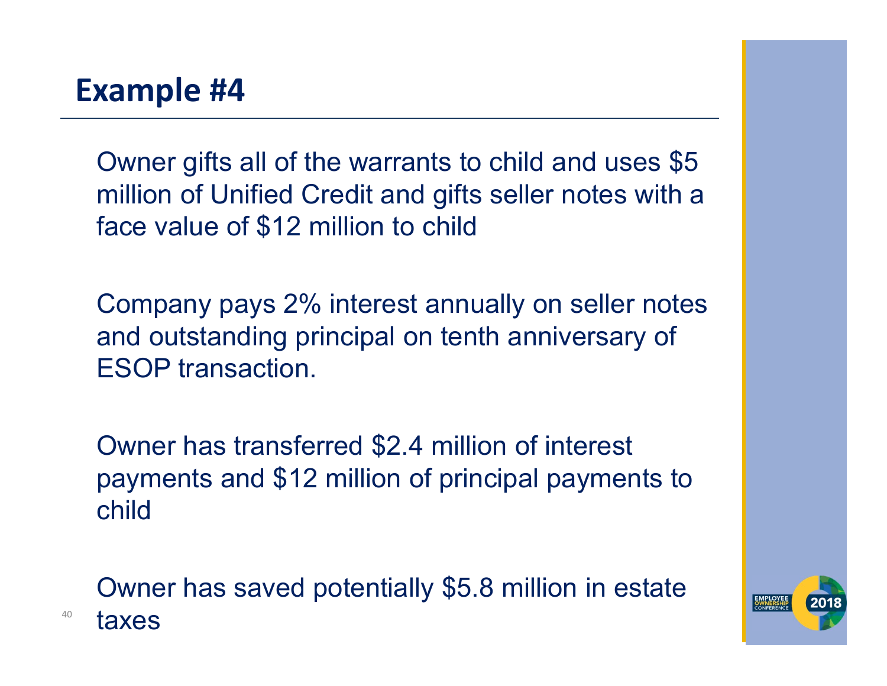# Example #4

Owner gifts all of the warrants to child and uses $5 million of Unified Credit and gifts seller notes with a face value of $12 million to child

Company pays 2% interest annually on seller notes and outstanding principal on tenth anniversary of ESOP transaction.

Owner has transferred $2.4 million of interest payments and $12 million of principal payments to child

Owner has saved potentially $5.8 million in estate taxes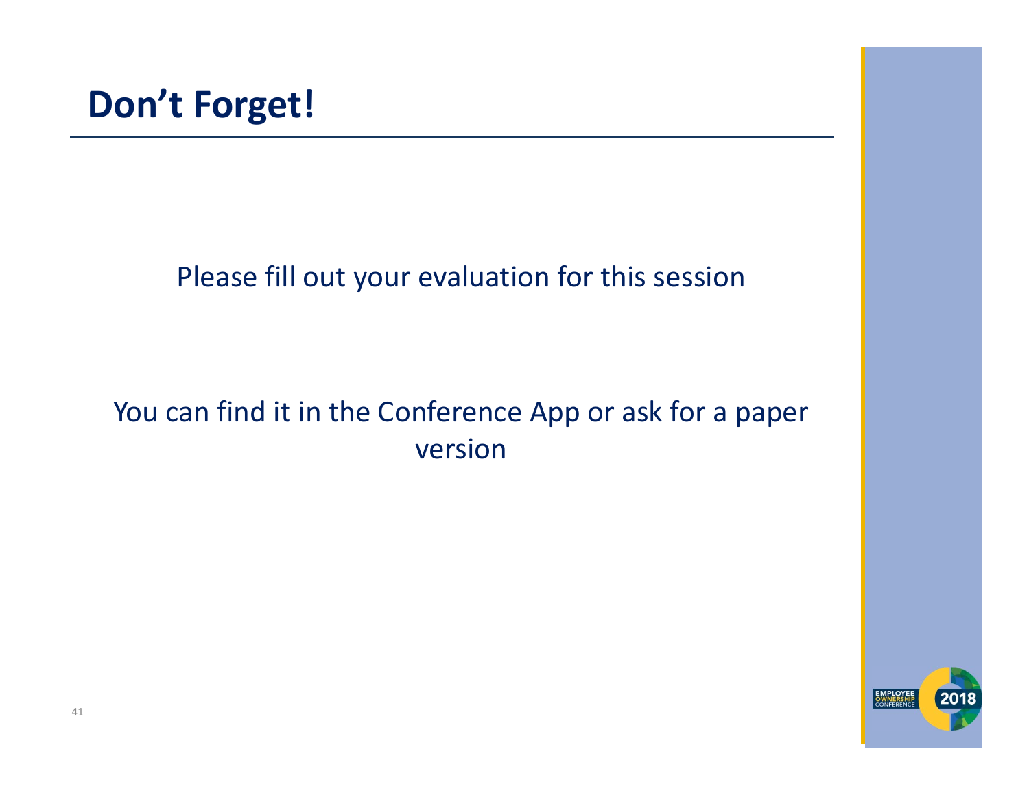# Don't Forget!

Please fill out your evaluation for this session

You can find it in the Conference App or ask for a paper version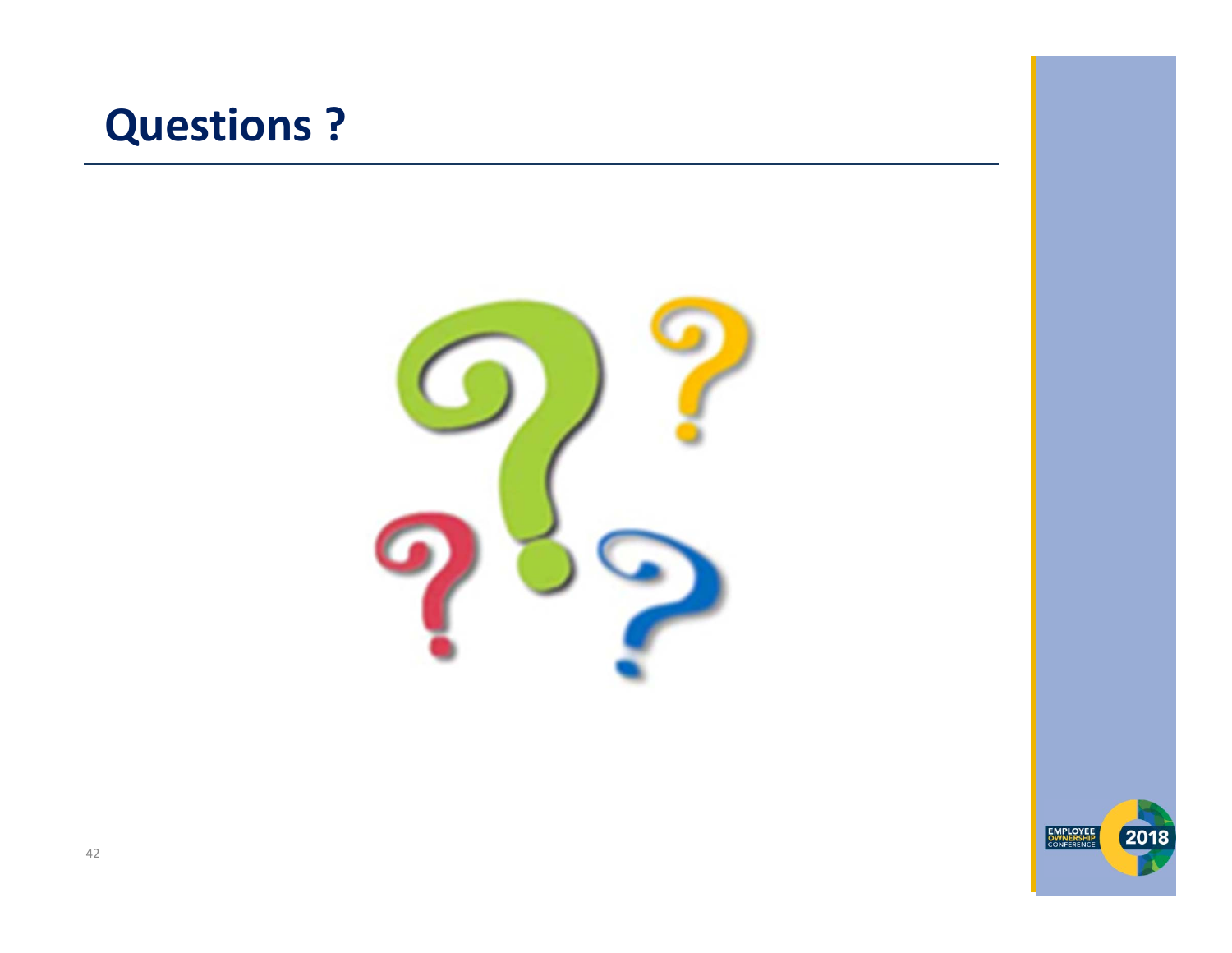# Questions ?